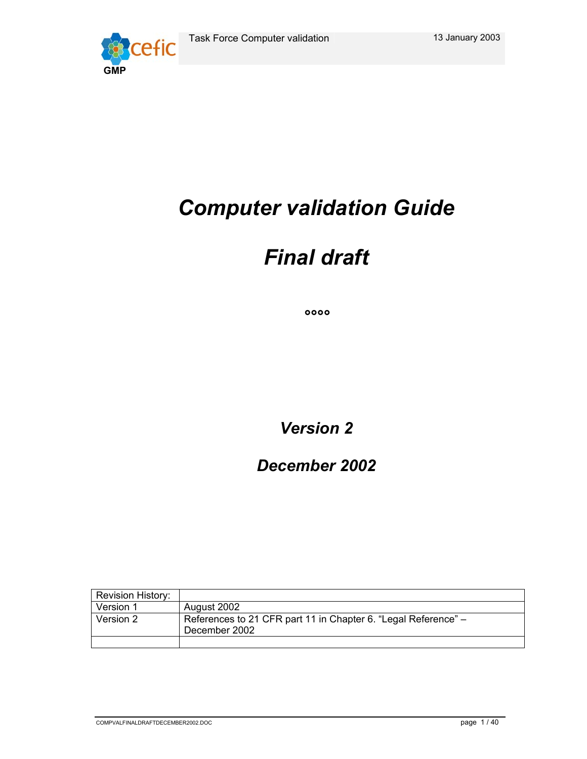# *Computer validation Guide*

# *Final draft*

°°°°

## *Version 2*

## *December 2002*

| Revision History: | |
|---|---|
| Version 1 | August 2002 |
| Version 2 | References to 21 CFR part 11 in Chapter 6. "Legal Reference" – December 2002 |
| | |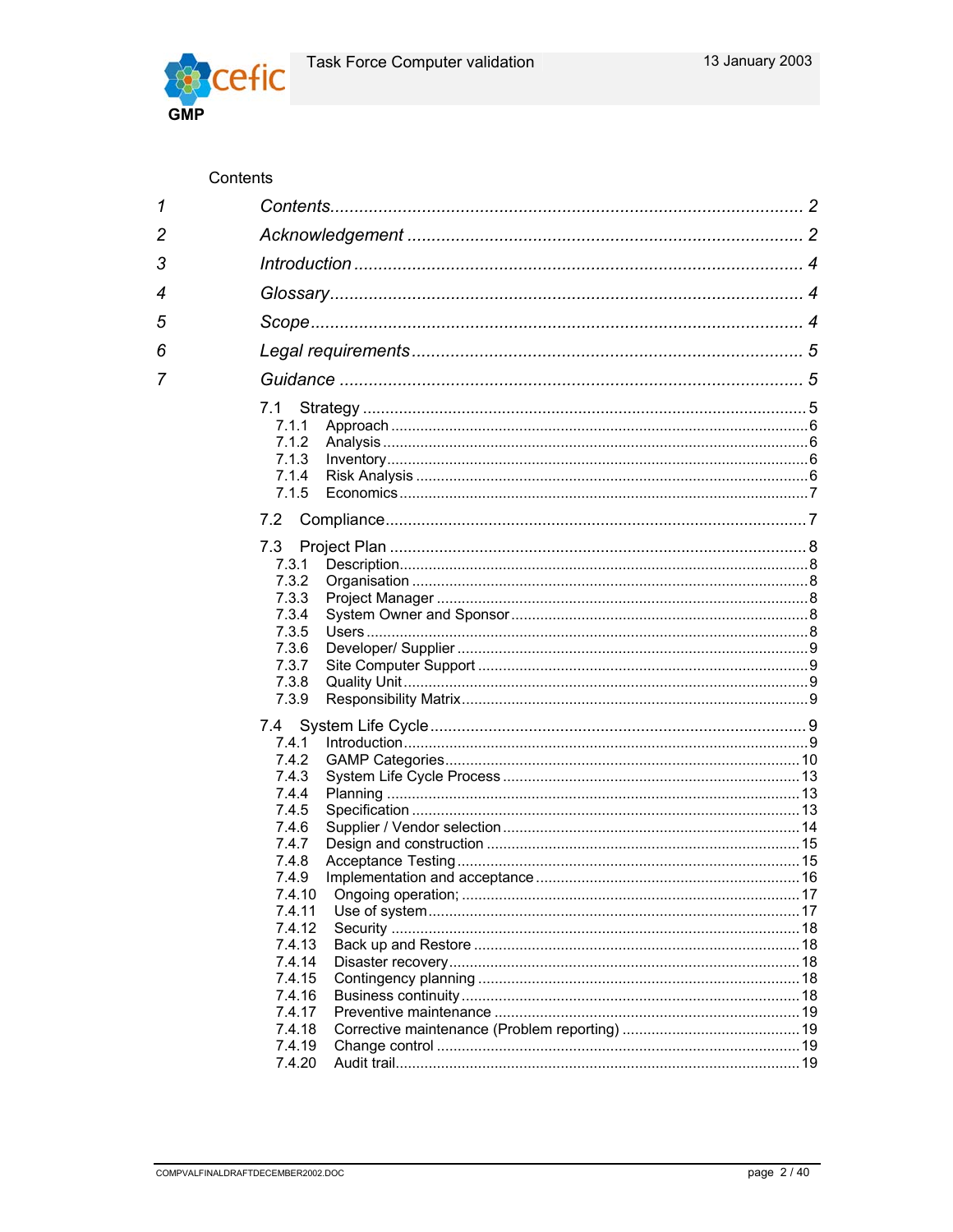Contents

| | | |
|---|---|---|
| 1 | *Contents* | *2* |
| 2 | *Acknowledgement* | *2* |
| 3 | *Introduction* | *4* |
| 4 | *Glossary* | *4* |
| 5 | *Scope* | *4* |
| 6 | *Legal requirements* | *5* |
| 7 | *Guidance* | *5* |
| | 7.1 Strategy | 5 |
| | 7.1.1 Approach | 6 |
| | 7.1.2 Analysis | 6 |
| | 7.1.3 Inventory | 6 |
| | 7.1.4 Risk Analysis | 6 |
| | 7.1.5 Economics | 7 |
| | 7.2 Compliance | 7 |
| | 7.3 Project Plan | 8 |
| | 7.3.1 Description | 8 |
| | 7.3.2 Organisation | 8 |
| | 7.3.3 Project Manager | 8 |
| | 7.3.4 System Owner and Sponsor | 8 |
| | 7.3.5 Users | 8 |
| | 7.3.6 Developer/ Supplier | 9 |
| | 7.3.7 Site Computer Support | 9 |
| | 7.3.8 Quality Unit | 9 |
| | 7.3.9 Responsibility Matrix | 9 |
| | 7.4 System Life Cycle | 9 |
| | 7.4.1 Introduction | 9 |
| | 7.4.2 GAMP Categories | 10 |
| | 7.4.3 System Life Cycle Process | 13 |
| | 7.4.4 Planning | 13 |
| | 7.4.5 Specification | 13 |
| | 7.4.6 Supplier / Vendor selection | 14 |
| | 7.4.7 Design and construction | 15 |
| | 7.4.8 Acceptance Testing | 15 |
| | 7.4.9 Implementation and acceptance | 16 |
| | 7.4.10 Ongoing operation; | 17 |
| | 7.4.11 Use of system | 17 |
| | 7.4.12 Security | 18 |
| | 7.4.13 Back up and Restore | 18 |
| | 7.4.14 Disaster recovery | 18 |
| | 7.4.15 Contingency planning | 18 |
| | 7.4.16 Business continuity | 18 |
| | 7.4.17 Preventive maintenance | 19 |
| | 7.4.18 Corrective maintenance (Problem reporting) | 19 |
| | 7.4.19 Change control | 19 |
| | 7.4.20 Audit trail | 19 |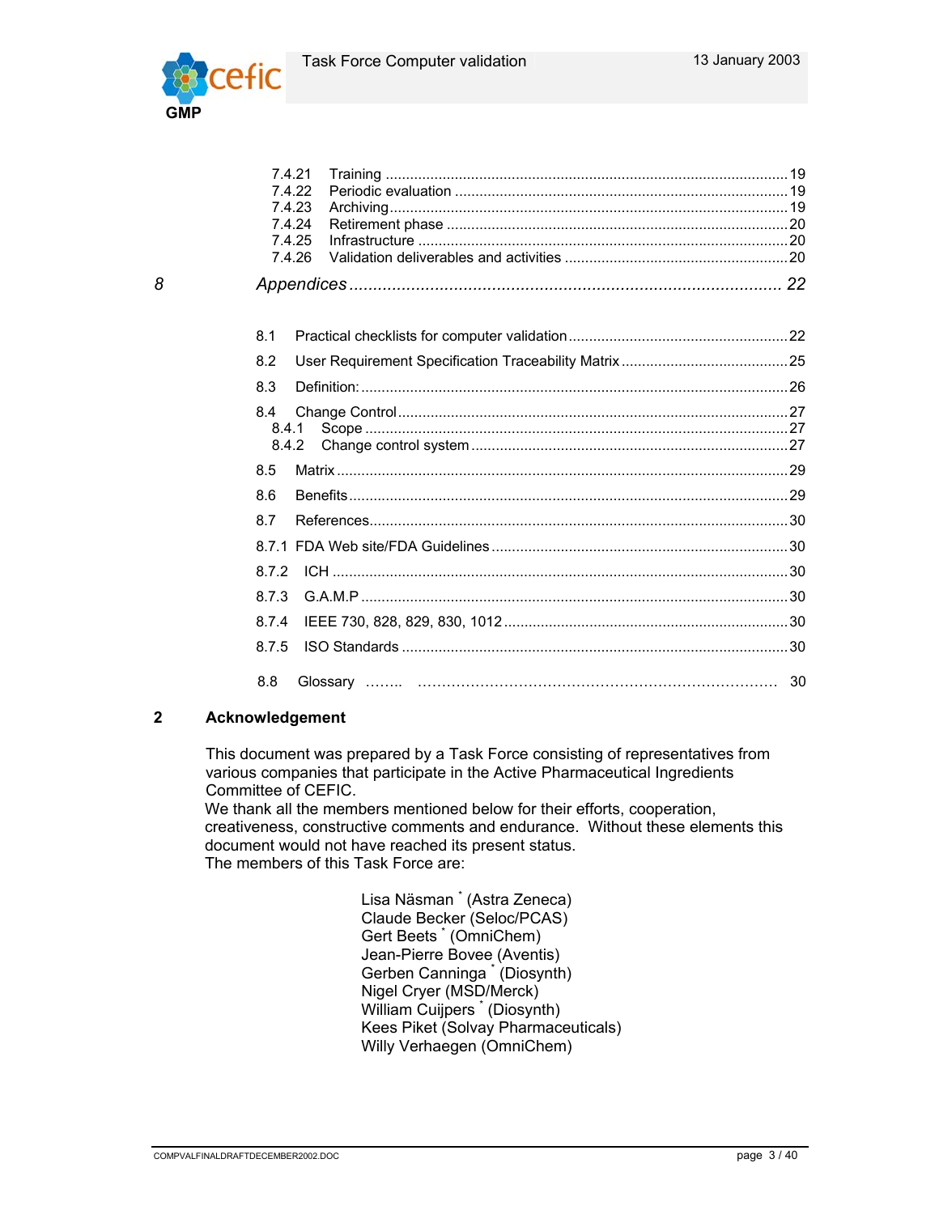| | | |
|---|---|---|
| 7.4.21 | Training | 19 |
| 7.4.22 | Periodic evaluation | 19 |
| 7.4.23 | Archiving | 19 |
| 7.4.24 | Retirement phase | 20 |
| 7.4.25 | Infrastructure | 20 |
| 7.4.26 | Validation deliverables and activities | 20 |
| *8* | *Appendices* | *22* |
| 8.1 | Practical checklists for computer validation | 22 |
| 8.2 | User Requirement Specification Traceability Matrix | 25 |
| 8.3 | Definition: | 26 |
| 8.4 | Change Control | 27 |
| 8.4.1 | Scope | 27 |
| 8.4.2 | Change control system | 27 |
| 8.5 | Matrix | 29 |
| 8.6 | Benefits | 29 |
| 8.7 | References | 30 |
| 8.7.1 | FDA Web site/FDA Guidelines | 30 |
| 8.7.2 | ICH | 30 |
| 8.7.3 | G.A.M.P | 30 |
| 8.7.4 | IEEE 730, 828, 829, 830, 1012 | 30 |
| 8.7.5 | ISO Standards | 30 |
| 8.8 | Glossary | 30 |

# 2 Acknowledgement

This document was prepared by a Task Force consisting of representatives from various companies that participate in the Active Pharmaceutical Ingredients Committee of CEFIC.
We thank all the members mentioned below for their efforts, cooperation, creativeness, constructive comments and endurance. Without these elements this document would not have reached its present status.
The members of this Task Force are:

Lisa Näsman * (Astra Zeneca)
Claude Becker (Seloc/PCAS)
Gert Beets * (OmniChem)
Jean-Pierre Bovee (Aventis)
Gerben Canninga * (Diosynth)
Nigel Cryer (MSD/Merck)
William Cuijpers * (Diosynth)
Kees Piket (Solvay Pharmaceuticals)
Willy Verhaegen (OmniChem)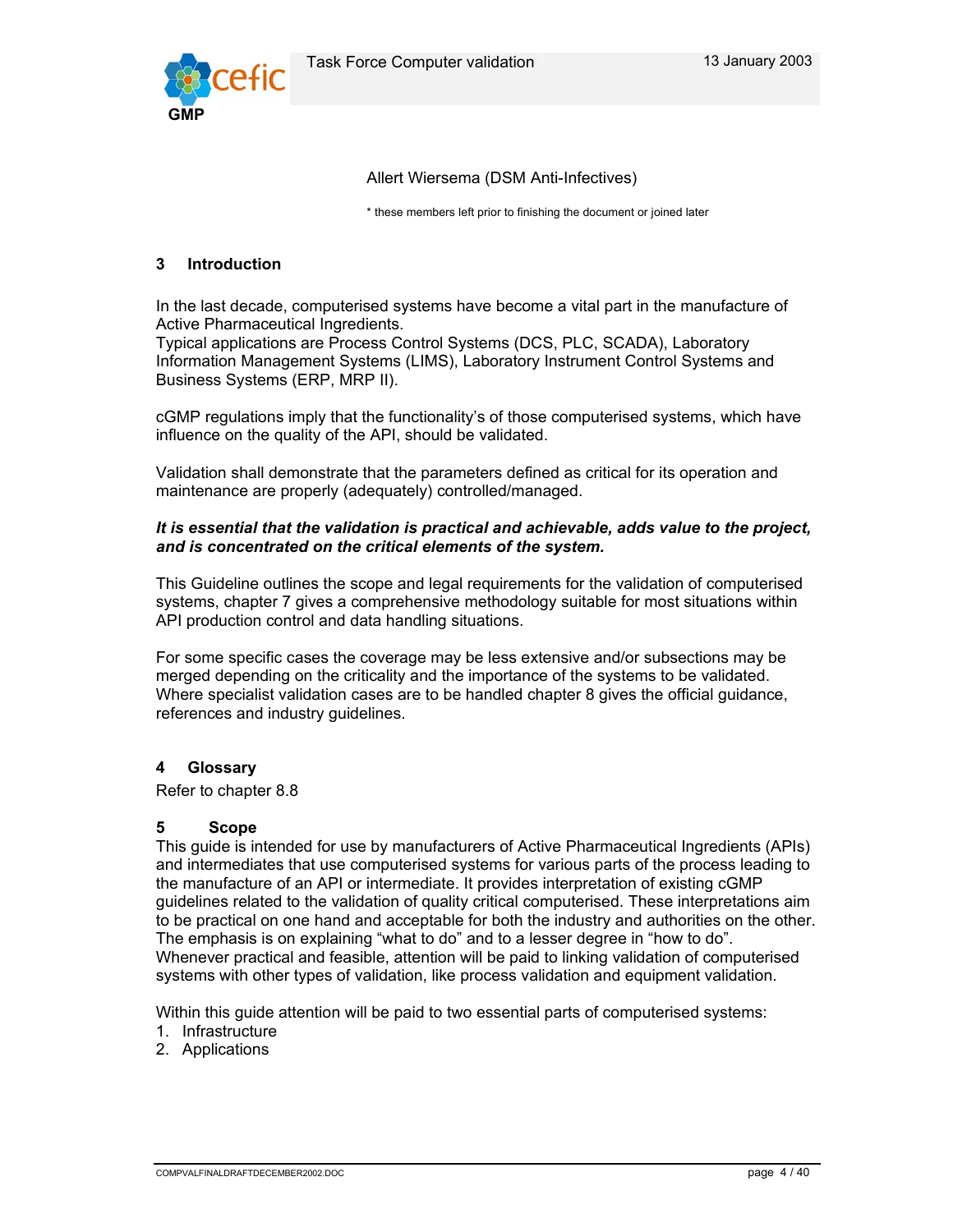Allert Wiersema (DSM Anti-Infectives)

* these members left prior to finishing the document or joined later

## 3 Introduction

In the last decade, computerised systems have become a vital part in the manufacture of Active Pharmaceutical Ingredients.
Typical applications are Process Control Systems (DCS, PLC, SCADA), Laboratory Information Management Systems (LIMS), Laboratory Instrument Control Systems and Business Systems (ERP, MRP II).

cGMP regulations imply that the functionality's of those computerised systems, which have influence on the quality of the API, should be validated.

Validation shall demonstrate that the parameters defined as critical for its operation and maintenance are properly (adequately) controlled/managed.

***It is essential that the validation is practical and achievable, adds value to the project, and is concentrated on the critical elements of the system.***

This Guideline outlines the scope and legal requirements for the validation of computerised systems, chapter 7 gives a comprehensive methodology suitable for most situations within API production control and data handling situations.

For some specific cases the coverage may be less extensive and/or subsections may be merged depending on the criticality and the importance of the systems to be validated. Where specialist validation cases are to be handled chapter 8 gives the official guidance, references and industry guidelines.

## 4 Glossary

Refer to chapter 8.8

## 5 Scope

This guide is intended for use by manufacturers of Active Pharmaceutical Ingredients (APIs) and intermediates that use computerised systems for various parts of the process leading to the manufacture of an API or intermediate. It provides interpretation of existing cGMP guidelines related to the validation of quality critical computerised. These interpretations aim to be practical on one hand and acceptable for both the industry and authorities on the other. The emphasis is on explaining "what to do" and to a lesser degree in "how to do". Whenever practical and feasible, attention will be paid to linking validation of computerised systems with other types of validation, like process validation and equipment validation.

Within this guide attention will be paid to two essential parts of computerised systems:

1. Infrastructure
2. Applications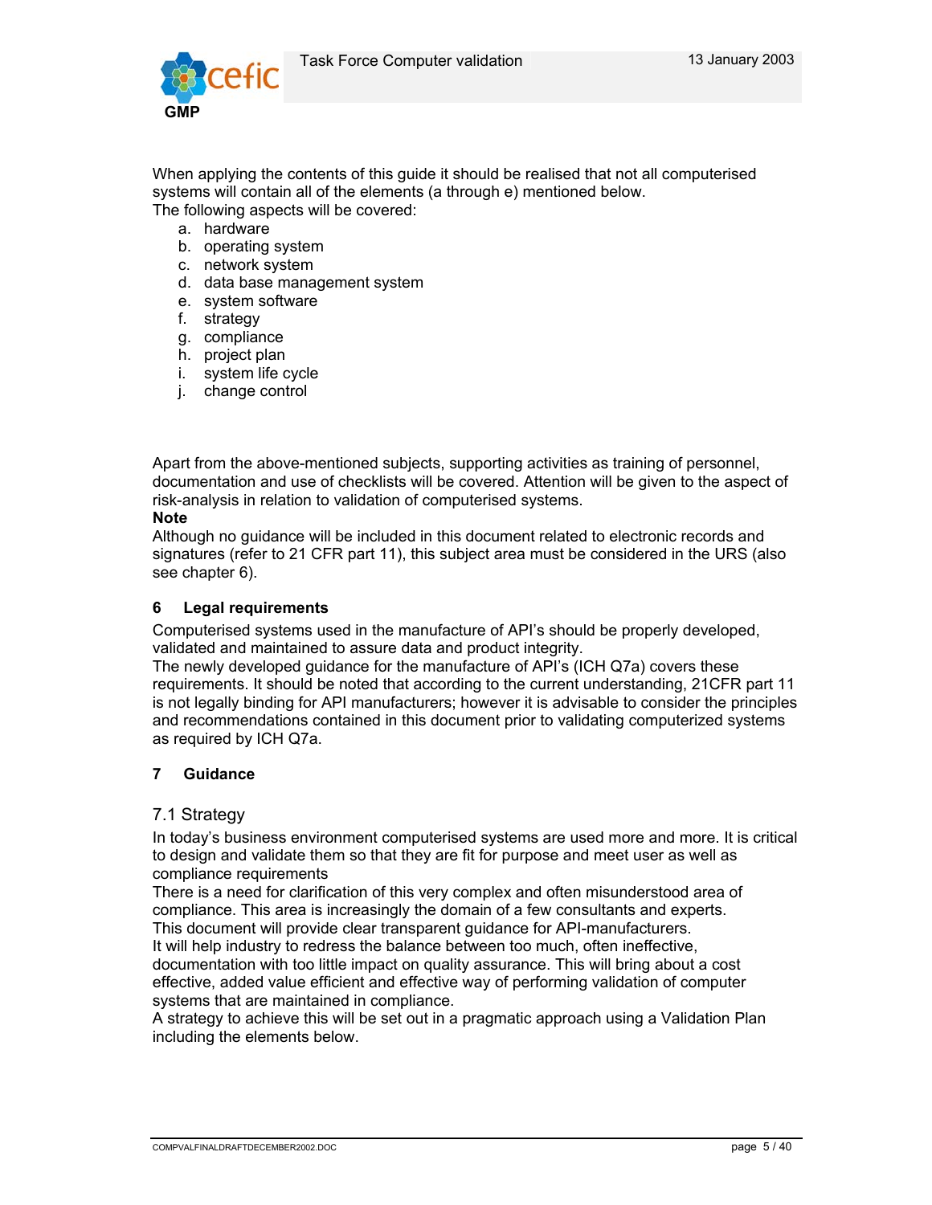When applying the contents of this guide it should be realised that not all computerised systems will contain all of the elements (a through e) mentioned below.
The following aspects will be covered:

a. hardware
b. operating system
c. network system
d. data base management system
e. system software
f. strategy
g. compliance
h. project plan
i. system life cycle
j. change control

Apart from the above-mentioned subjects, supporting activities as training of personnel, documentation and use of checklists will be covered. Attention will be given to the aspect of risk-analysis in relation to validation of computerised systems.

**Note**

Although no guidance will be included in this document related to electronic records and signatures (refer to 21 CFR part 11), this subject area must be considered in the URS (also see chapter 6).

## 6 Legal requirements

Computerised systems used in the manufacture of API's should be properly developed, validated and maintained to assure data and product integrity.
The newly developed guidance for the manufacture of API's (ICH Q7a) covers these requirements. It should be noted that according to the current understanding, 21CFR part 11 is not legally binding for API manufacturers; however it is advisable to consider the principles and recommendations contained in this document prior to validating computerized systems as required by ICH Q7a.

## 7 Guidance

### 7.1 Strategy

In today's business environment computerised systems are used more and more. It is critical to design and validate them so that they are fit for purpose and meet user as well as compliance requirements
There is a need for clarification of this very complex and often misunderstood area of compliance. This area is increasingly the domain of a few consultants and experts.
This document will provide clear transparent guidance for API-manufacturers.
It will help industry to redress the balance between too much, often ineffective, documentation with too little impact on quality assurance. This will bring about a cost effective, added value efficient and effective way of performing validation of computer systems that are maintained in compliance.
A strategy to achieve this will be set out in a pragmatic approach using a Validation Plan including the elements below.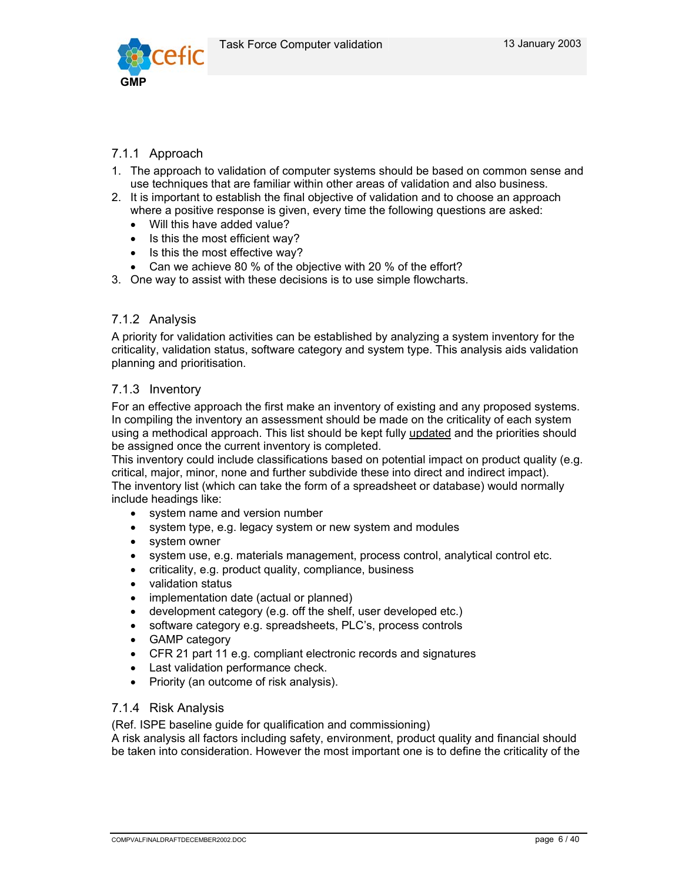### 7.1.1 Approach

1. The approach to validation of computer systems should be based on common sense and use techniques that are familiar within other areas of validation and also business.
2. It is important to establish the final objective of validation and to choose an approach where a positive response is given, every time the following questions are asked:
   - Will this have added value?
   - Is this the most efficient way?
   - Is this the most effective way?
   - Can we achieve 80 % of the objective with 20 % of the effort?
3. One way to assist with these decisions is to use simple flowcharts.

### 7.1.2 Analysis

A priority for validation activities can be established by analyzing a system inventory for the criticality, validation status, software category and system type. This analysis aids validation planning and prioritisation.

### 7.1.3 Inventory

For an effective approach the first make an inventory of existing and any proposed systems. In compiling the inventory an assessment should be made on the criticality of each system using a methodical approach. This list should be kept fully updated and the priorities should be assigned once the current inventory is completed.
This inventory could include classifications based on potential impact on product quality (e.g. critical, major, minor, none and further subdivide these into direct and indirect impact).
The inventory list (which can take the form of a spreadsheet or database) would normally include headings like:

- system name and version number
- system type, e.g. legacy system or new system and modules
- system owner
- system use, e.g. materials management, process control, analytical control etc.
- criticality, e.g. product quality, compliance, business
- validation status
- implementation date (actual or planned)
- development category (e.g. off the shelf, user developed etc.)
- software category e.g. spreadsheets, PLC's, process controls
- GAMP category
- CFR 21 part 11 e.g. compliant electronic records and signatures
- Last validation performance check.
- Priority (an outcome of risk analysis).

### 7.1.4 Risk Analysis

(Ref. ISPE baseline guide for qualification and commissioning)
A risk analysis all factors including safety, environment, product quality and financial should be taken into consideration. However the most important one is to define the criticality of the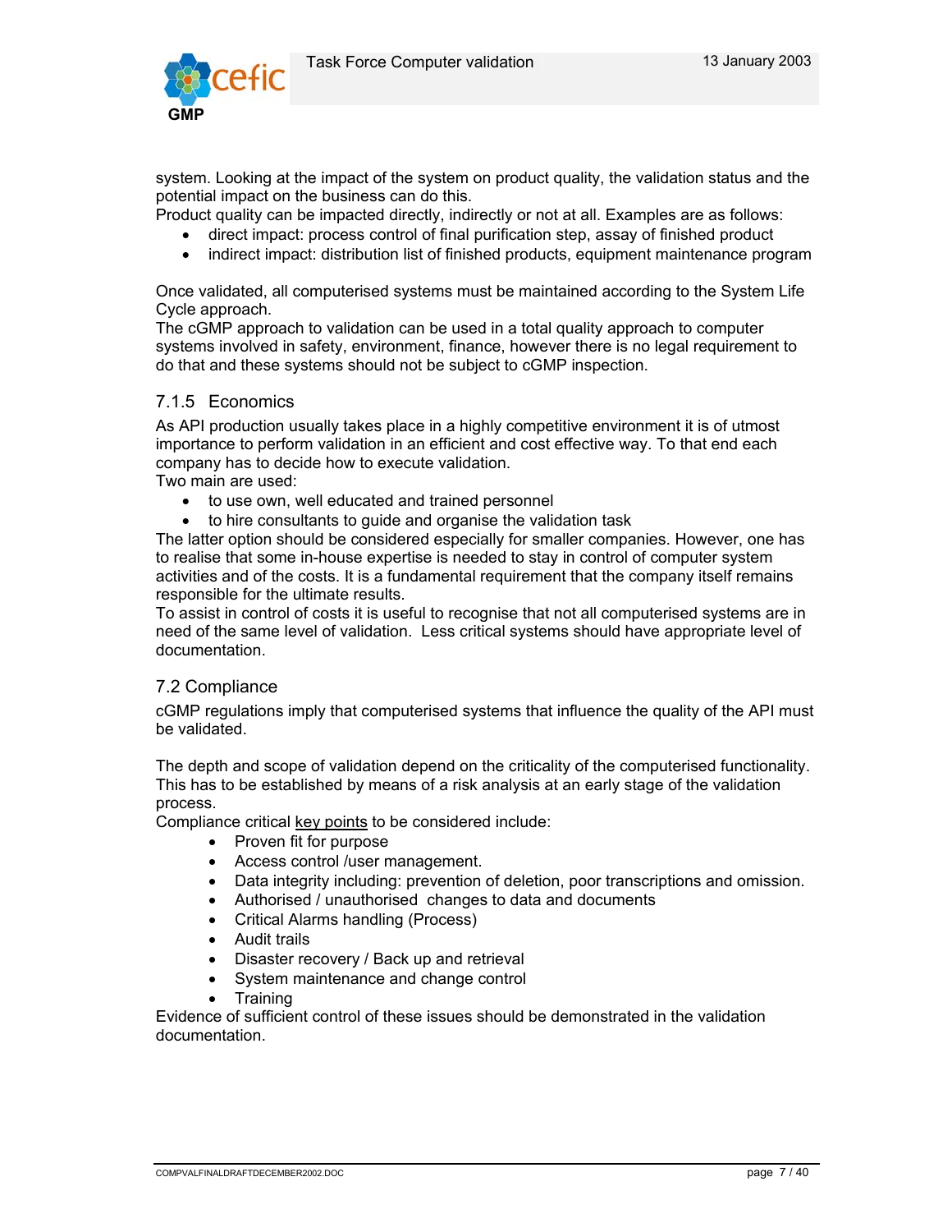system. Looking at the impact of the system on product quality, the validation status and the potential impact on the business can do this.
Product quality can be impacted directly, indirectly or not at all. Examples are as follows:

- direct impact: process control of final purification step, assay of finished product
- indirect impact: distribution list of finished products, equipment maintenance program

Once validated, all computerised systems must be maintained according to the System Life Cycle approach.
The cGMP approach to validation can be used in a total quality approach to computer systems involved in safety, environment, finance, however there is no legal requirement to do that and these systems should not be subject to cGMP inspection.

### 7.1.5 Economics

As API production usually takes place in a highly competitive environment it is of utmost importance to perform validation in an efficient and cost effective way. To that end each company has to decide how to execute validation.
Two main are used:

- to use own, well educated and trained personnel
- to hire consultants to guide and organise the validation task

The latter option should be considered especially for smaller companies. However, one has to realise that some in-house expertise is needed to stay in control of computer system activities and of the costs. It is a fundamental requirement that the company itself remains responsible for the ultimate results.
To assist in control of costs it is useful to recognise that not all computerised systems are in need of the same level of validation. Less critical systems should have appropriate level of documentation.

## 7.2 Compliance

cGMP regulations imply that computerised systems that influence the quality of the API must be validated.

The depth and scope of validation depend on the criticality of the computerised functionality. This has to be established by means of a risk analysis at an early stage of the validation process.
Compliance critical key points to be considered include:

- Proven fit for purpose
- Access control /user management.
- Data integrity including: prevention of deletion, poor transcriptions and omission.
- Authorised / unauthorised changes to data and documents
- Critical Alarms handling (Process)
- Audit trails
- Disaster recovery / Back up and retrieval
- System maintenance and change control
- Training

Evidence of sufficient control of these issues should be demonstrated in the validation documentation.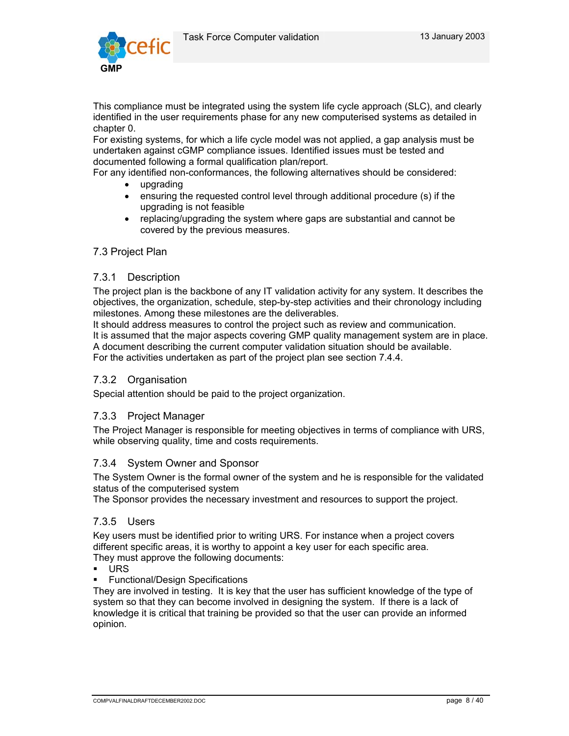This compliance must be integrated using the system life cycle approach (SLC), and clearly identified in the user requirements phase for any new computerised systems as detailed in chapter 0.
For existing systems, for which a life cycle model was not applied, a gap analysis must be undertaken against cGMP compliance issues. Identified issues must be tested and documented following a formal qualification plan/report.
For any identified non-conformances, the following alternatives should be considered:

- upgrading
- ensuring the requested control level through additional procedure (s) if the upgrading is not feasible
- replacing/upgrading the system where gaps are substantial and cannot be covered by the previous measures.

## 7.3 Project Plan

### 7.3.1 Description

The project plan is the backbone of any IT validation activity for any system. It describes the objectives, the organization, schedule, step-by-step activities and their chronology including milestones. Among these milestones are the deliverables.
It should address measures to control the project such as review and communication.
It is assumed that the major aspects covering GMP quality management system are in place.
A document describing the current computer validation situation should be available.
For the activities undertaken as part of the project plan see section 7.4.4.

### 7.3.2 Organisation

Special attention should be paid to the project organization.

### 7.3.3 Project Manager

The Project Manager is responsible for meeting objectives in terms of compliance with URS, while observing quality, time and costs requirements.

### 7.3.4 System Owner and Sponsor

The System Owner is the formal owner of the system and he is responsible for the validated status of the computerised system
The Sponsor provides the necessary investment and resources to support the project.

### 7.3.5 Users

Key users must be identified prior to writing URS. For instance when a project covers different specific areas, it is worthy to appoint a key user for each specific area.
They must approve the following documents:

- URS
- Functional/Design Specifications

They are involved in testing. It is key that the user has sufficient knowledge of the type of system so that they can become involved in designing the system. If there is a lack of knowledge it is critical that training be provided so that the user can provide an informed opinion.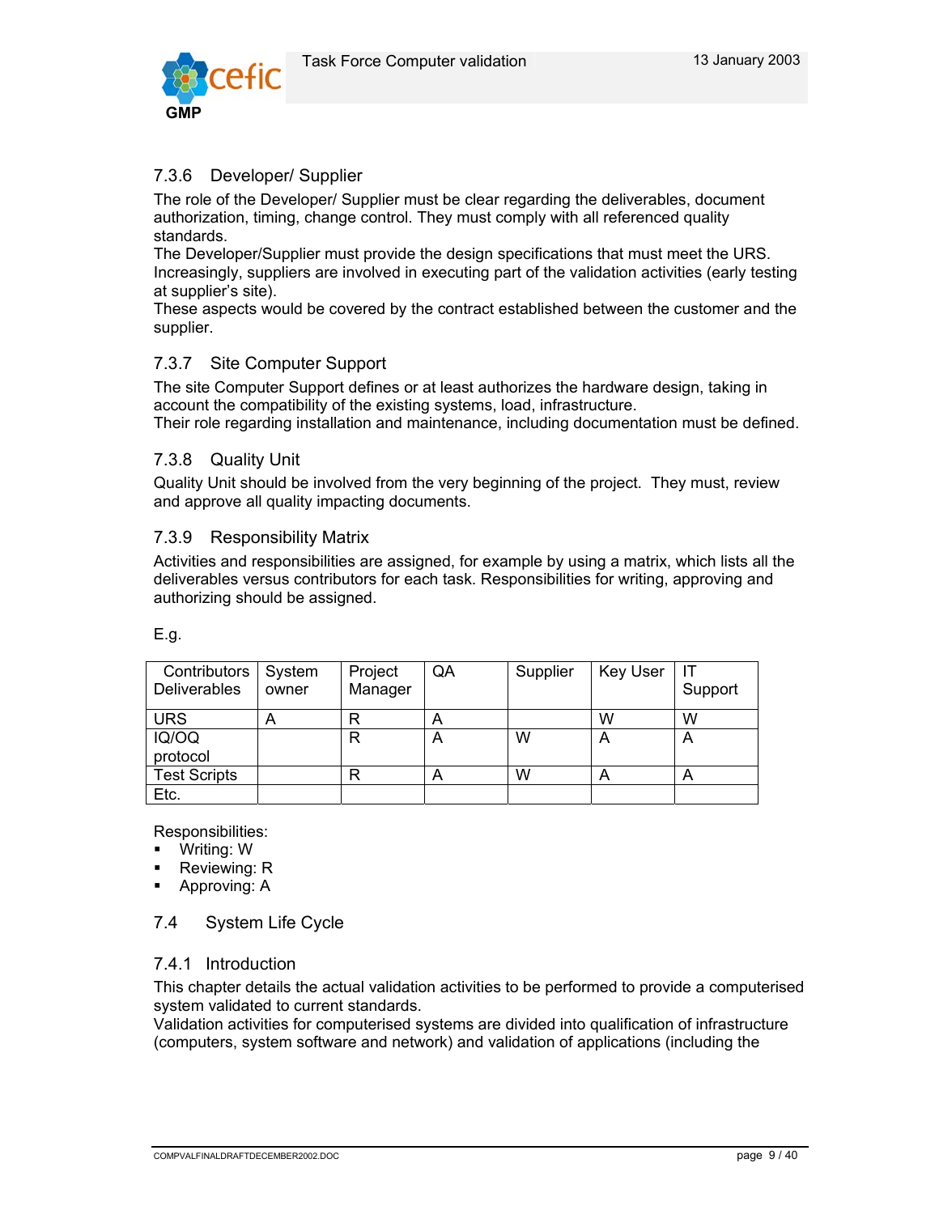### 7.3.6 Developer/ Supplier

The role of the Developer/ Supplier must be clear regarding the deliverables, document authorization, timing, change control. They must comply with all referenced quality standards.
The Developer/Supplier must provide the design specifications that must meet the URS. Increasingly, suppliers are involved in executing part of the validation activities (early testing at supplier's site).
These aspects would be covered by the contract established between the customer and the supplier.

### 7.3.7 Site Computer Support

The site Computer Support defines or at least authorizes the hardware design, taking in account the compatibility of the existing systems, load, infrastructure.
Their role regarding installation and maintenance, including documentation must be defined.

### 7.3.8 Quality Unit

Quality Unit should be involved from the very beginning of the project. They must, review and approve all quality impacting documents.

### 7.3.9 Responsibility Matrix

Activities and responsibilities are assigned, for example by using a matrix, which lists all the deliverables versus contributors for each task. Responsibilities for writing, approving and authorizing should be assigned.

E.g.

| Contributors Deliverables | System owner | Project Manager | QA | Supplier | Key User | IT Support |
|---|---|---|---|---|---|---|
| URS | A | R | A | | W | W |
| IQ/OQ protocol | | R | A | W | A | A |
| Test Scripts | | R | A | W | A | A |
| Etc. | | | | | | |

Responsibilities:

- Writing: W
- Reviewing: R
- Approving: A

## 7.4 System Life Cycle

### 7.4.1 Introduction

This chapter details the actual validation activities to be performed to provide a computerised system validated to current standards.
Validation activities for computerised systems are divided into qualification of infrastructure (computers, system software and network) and validation of applications (including the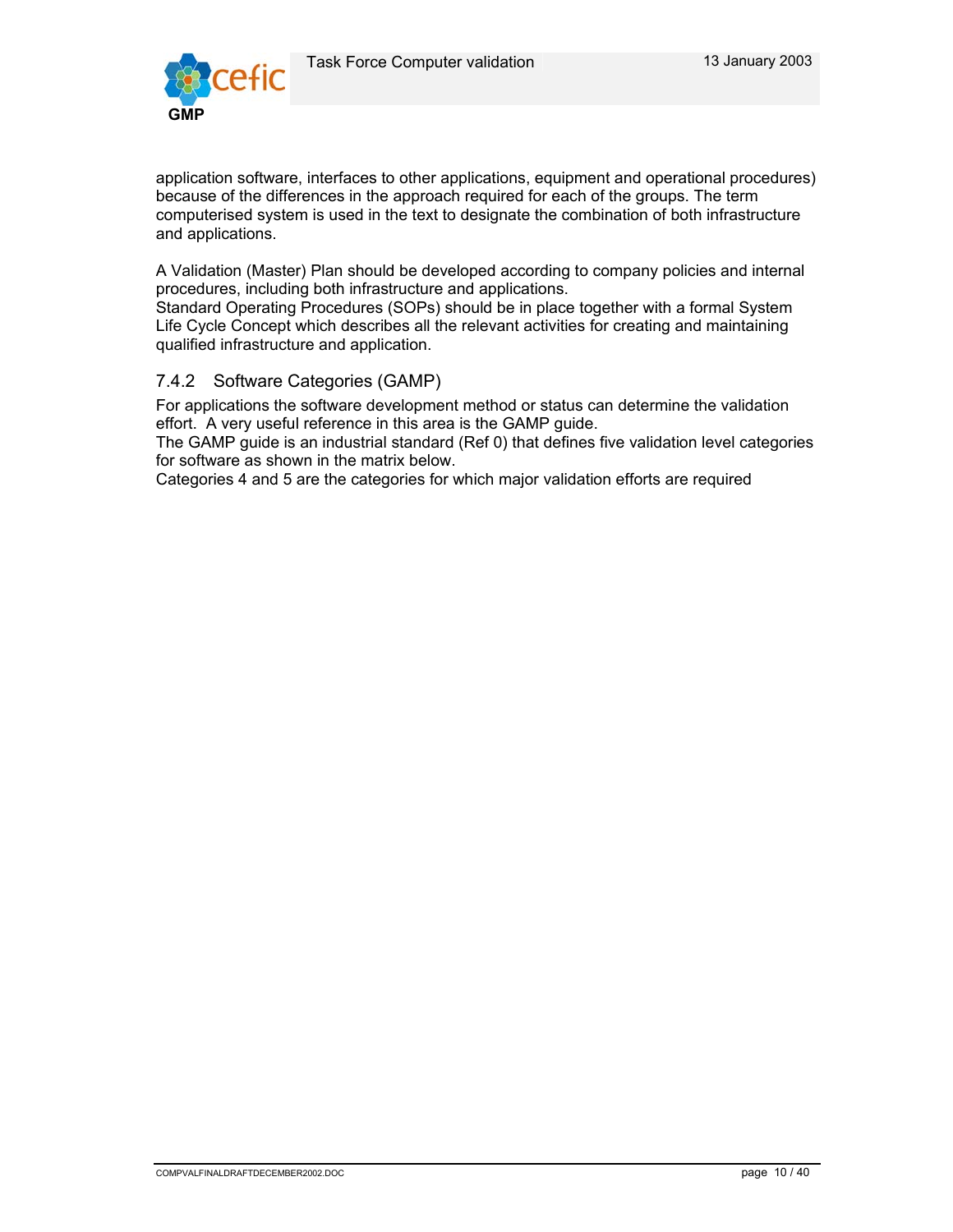application software, interfaces to other applications, equipment and operational procedures) because of the differences in the approach required for each of the groups. The term computerised system is used in the text to designate the combination of both infrastructure and applications.

A Validation (Master) Plan should be developed according to company policies and internal procedures, including both infrastructure and applications.
Standard Operating Procedures (SOPs) should be in place together with a formal System Life Cycle Concept which describes all the relevant activities for creating and maintaining qualified infrastructure and application.

### 7.4.2 Software Categories (GAMP)

For applications the software development method or status can determine the validation effort. A very useful reference in this area is the GAMP guide.
The GAMP guide is an industrial standard (Ref 0) that defines five validation level categories for software as shown in the matrix below.
Categories 4 and 5 are the categories for which major validation efforts are required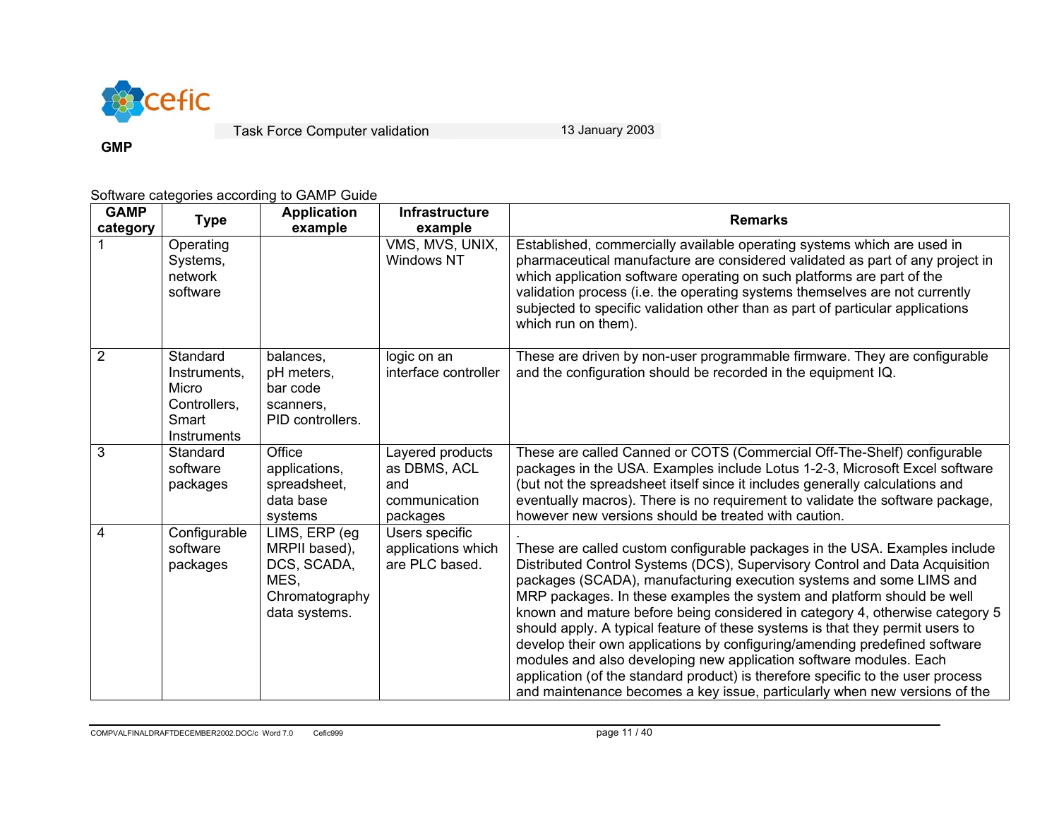Software categories according to GAMP Guide

| GAMP category | Type | Application example | Infrastructure example | Remarks |
|---|---|---|---|---|
| 1 | Operating Systems, network software | | VMS, MVS, UNIX, Windows NT | Established, commercially available operating systems which are used in pharmaceutical manufacture are considered validated as part of any project in which application software operating on such platforms are part of the validation process (i.e. the operating systems themselves are not currently subjected to specific validation other than as part of particular applications which run on them). |
| 2 | Standard Instruments, Micro Controllers, Smart Instruments | balances, pH meters, bar code scanners, PID controllers. | logic on an interface controller | These are driven by non-user programmable firmware. They are configurable and the configuration should be recorded in the equipment IQ. |
| 3 | Standard software packages | Office applications, spreadsheet, data base systems | Layered products as DBMS, ACL and communication packages | These are called Canned or COTS (Commercial Off-The-Shelf) configurable packages in the USA. Examples include Lotus 1-2-3, Microsoft Excel software (but not the spreadsheet itself since it includes generally calculations and eventually macros). There is no requirement to validate the software package, however new versions should be treated with caution. |
| 4 | Configurable software packages | LIMS, ERP (eg MRPII based), DCS, SCADA, MES, Chromatography data systems. | Users specific applications which are PLC based. | . These are called custom configurable packages in the USA. Examples include Distributed Control Systems (DCS), Supervisory Control and Data Acquisition packages (SCADA), manufacturing execution systems and some LIMS and MRP packages. In these examples the system and platform should be well known and mature before being considered in category 4, otherwise category 5 should apply. A typical feature of these systems is that they permit users to develop their own applications by configuring/amending predefined software modules and also developing new application software modules. Each application (of the standard product) is therefore specific to the user process and maintenance becomes a key issue, particularly when new versions of the |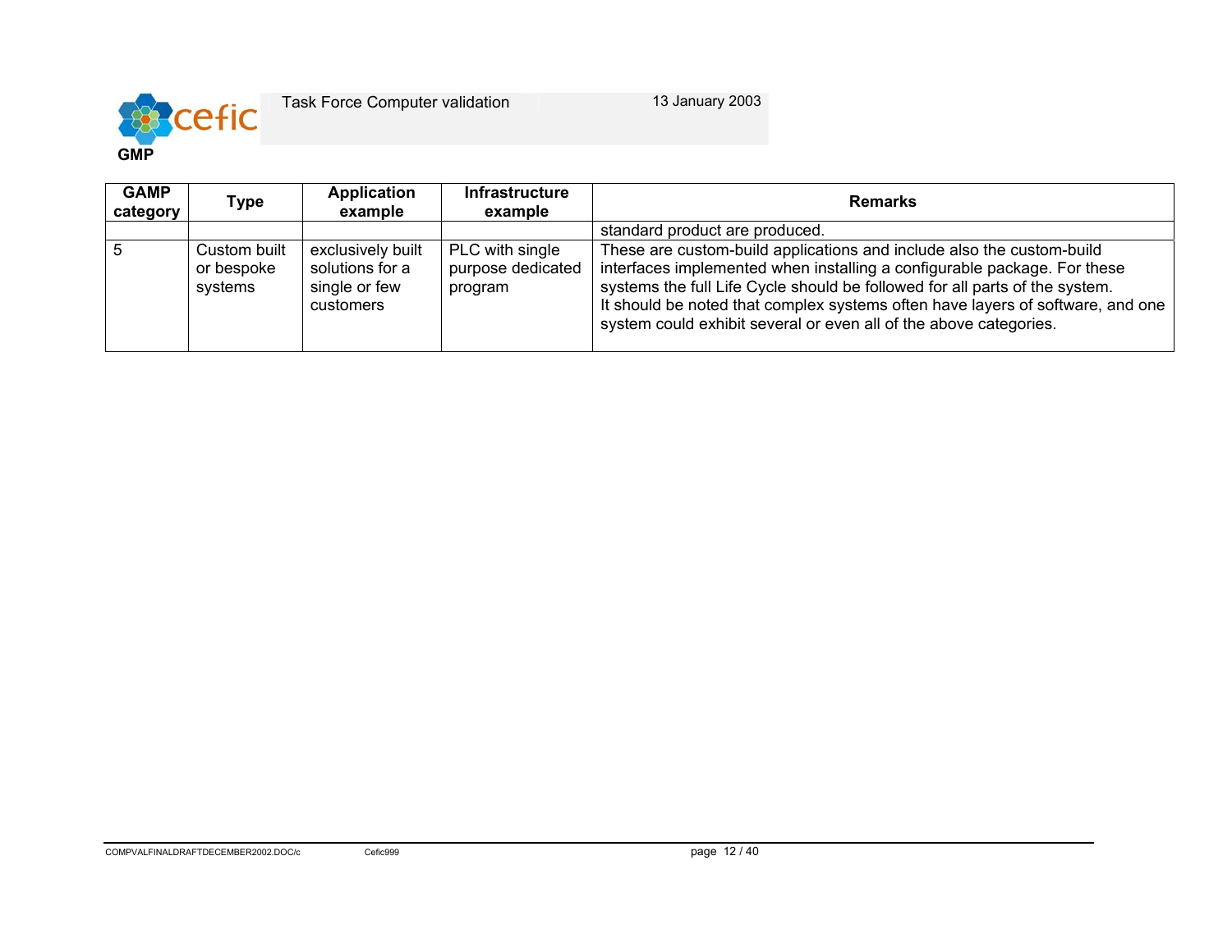| GAMP category | Type | Application example | Infrastructure example | Remarks |
| --- | --- | --- | --- | --- |
| | | | | standard product are produced. |
| 5 | Custom built or bespoke systems | exclusively built solutions for a single or few customers | PLC with single purpose dedicated program | These are custom-build applications and include also the custom-build interfaces implemented when installing a configurable package. For these systems the full Life Cycle should be followed for all parts of the system.<br>It should be noted that complex systems often have layers of software, and one system could exhibit several or even all of the above categories. |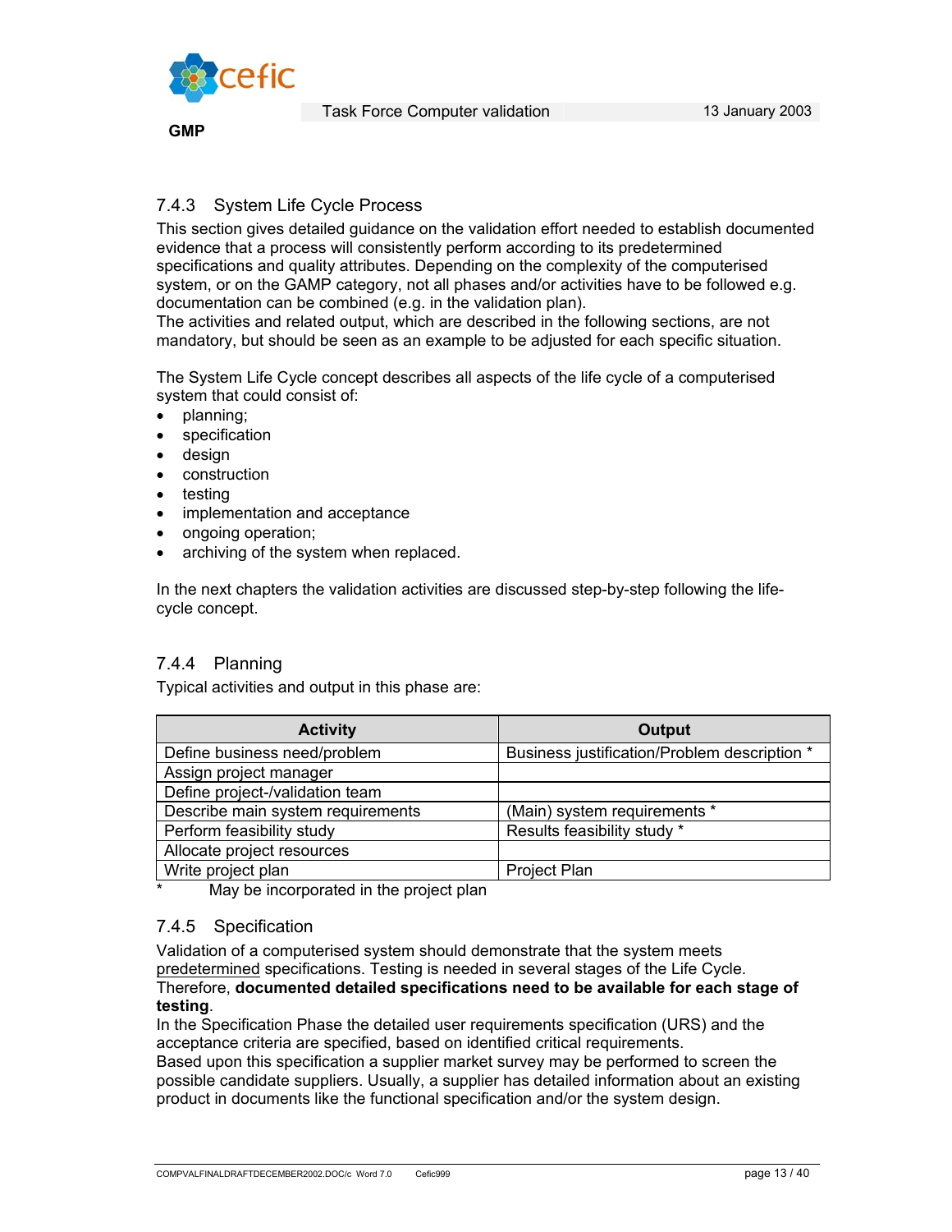### 7.4.3 System Life Cycle Process

This section gives detailed guidance on the validation effort needed to establish documented evidence that a process will consistently perform according to its predetermined specifications and quality attributes. Depending on the complexity of the computerised system, or on the GAMP category, not all phases and/or activities have to be followed e.g. documentation can be combined (e.g. in the validation plan).
The activities and related output, which are described in the following sections, are not mandatory, but should be seen as an example to be adjusted for each specific situation.

The System Life Cycle concept describes all aspects of the life cycle of a computerised system that could consist of:

- planning;
- specification
- design
- construction
- testing
- implementation and acceptance
- ongoing operation;
- archiving of the system when replaced.

In the next chapters the validation activities are discussed step-by-step following the life-cycle concept.

### 7.4.4 Planning

Typical activities and output in this phase are:

| Activity | Output |
| --- | --- |
| Define business need/problem | Business justification/Problem description * |
| Assign project manager | |
| Define project-/validation team | |
| Describe main system requirements | (Main) system requirements * |
| Perform feasibility study | Results feasibility study * |
| Allocate project resources | |
| Write project plan | Project Plan |

\* May be incorporated in the project plan

### 7.4.5 Specification

Validation of a computerised system should demonstrate that the system meets predetermined specifications. Testing is needed in several stages of the Life Cycle.
Therefore, **documented detailed specifications need to be available for each stage of testing**.
In the Specification Phase the detailed user requirements specification (URS) and the acceptance criteria are specified, based on identified critical requirements.
Based upon this specification a supplier market survey may be performed to screen the possible candidate suppliers. Usually, a supplier has detailed information about an existing product in documents like the functional specification and/or the system design.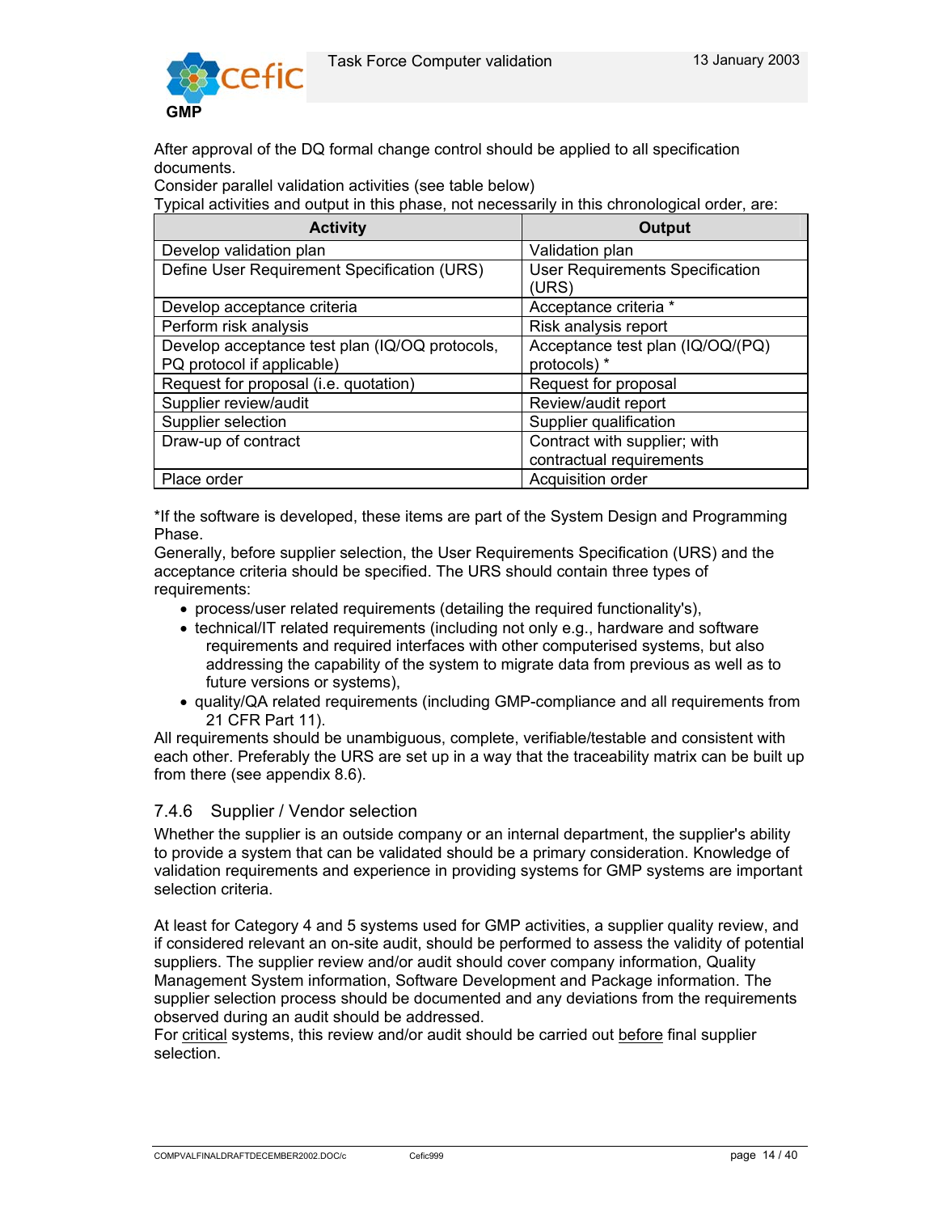After approval of the DQ formal change control should be applied to all specification documents.

Consider parallel validation activities (see table below)

Typical activities and output in this phase, not necessarily in this chronological order, are:

| Activity | Output |
|---|---|
| Develop validation plan | Validation plan |
| Define User Requirement Specification (URS) | User Requirements Specification (URS) |
| Develop acceptance criteria | Acceptance criteria * |
| Perform risk analysis | Risk analysis report |
| Develop acceptance test plan (IQ/OQ protocols, PQ protocol if applicable) | Acceptance test plan (IQ/OQ/(PQ) protocols) * |
| Request for proposal (i.e. quotation) | Request for proposal |
| Supplier review/audit | Review/audit report |
| Supplier selection | Supplier qualification |
| Draw-up of contract | Contract with supplier; with contractual requirements |
| Place order | Acquisition order |

*If the software is developed, these items are part of the System Design and Programming Phase.

Generally, before supplier selection, the User Requirements Specification (URS) and the acceptance criteria should be specified. The URS should contain three types of requirements:

- process/user related requirements (detailing the required functionality's),
- technical/IT related requirements (including not only e.g., hardware and software requirements and required interfaces with other computerised systems, but also addressing the capability of the system to migrate data from previous as well as to future versions or systems),
- quality/QA related requirements (including GMP-compliance and all requirements from 21 CFR Part 11).

All requirements should be unambiguous, complete, verifiable/testable and consistent with each other. Preferably the URS are set up in a way that the traceability matrix can be built up from there (see appendix 8.6).

### 7.4.6 Supplier / Vendor selection

Whether the supplier is an outside company or an internal department, the supplier's ability to provide a system that can be validated should be a primary consideration. Knowledge of validation requirements and experience in providing systems for GMP systems are important selection criteria.

At least for Category 4 and 5 systems used for GMP activities, a supplier quality review, and if considered relevant an on-site audit, should be performed to assess the validity of potential suppliers. The supplier review and/or audit should cover company information, Quality Management System information, Software Development and Package information. The supplier selection process should be documented and any deviations from the requirements observed during an audit should be addressed.

For <u>critical</u> systems, this review and/or audit should be carried out <u>before</u> final supplier selection.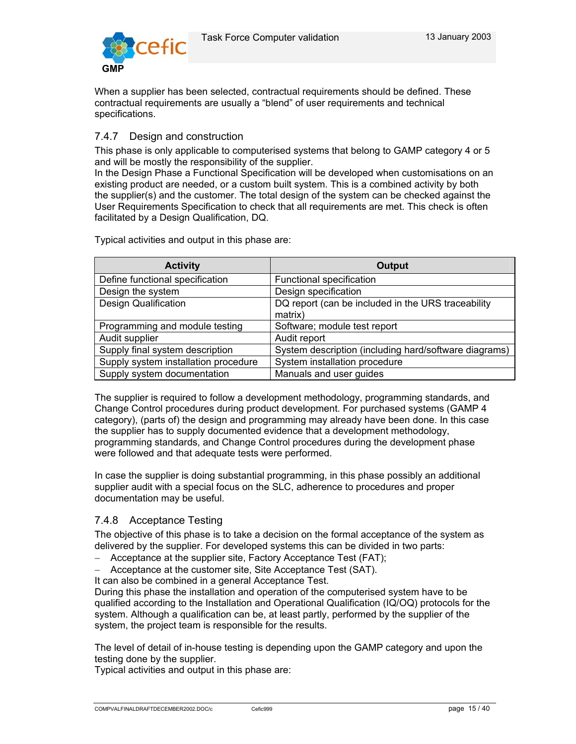When a supplier has been selected, contractual requirements should be defined. These contractual requirements are usually a "blend" of user requirements and technical specifications.

### 7.4.7 Design and construction

This phase is only applicable to computerised systems that belong to GAMP category 4 or 5 and will be mostly the responsibility of the supplier.
In the Design Phase a Functional Specification will be developed when customisations on an existing product are needed, or a custom built system. This is a combined activity by both the supplier(s) and the customer. The total design of the system can be checked against the User Requirements Specification to check that all requirements are met. This check is often facilitated by a Design Qualification, DQ.

Typical activities and output in this phase are:

| Activity | Output |
|---|---|
| Define functional specification | Functional specification |
| Design the system | Design specification |
| Design Qualification | DQ report (can be included in the URS traceability matrix) |
| Programming and module testing | Software; module test report |
| Audit supplier | Audit report |
| Supply final system description | System description (including hard/software diagrams) |
| Supply system installation procedure | System installation procedure |
| Supply system documentation | Manuals and user guides |

The supplier is required to follow a development methodology, programming standards, and Change Control procedures during product development. For purchased systems (GAMP 4 category), (parts of) the design and programming may already have been done. In this case the supplier has to supply documented evidence that a development methodology, programming standards, and Change Control procedures during the development phase were followed and that adequate tests were performed.

In case the supplier is doing substantial programming, in this phase possibly an additional supplier audit with a special focus on the SLC, adherence to procedures and proper documentation may be useful.

### 7.4.8 Acceptance Testing

The objective of this phase is to take a decision on the formal acceptance of the system as delivered by the supplier. For developed systems this can be divided in two parts:

- Acceptance at the supplier site, Factory Acceptance Test (FAT);
- Acceptance at the customer site, Site Acceptance Test (SAT).

It can also be combined in a general Acceptance Test.
During this phase the installation and operation of the computerised system have to be qualified according to the Installation and Operational Qualification (IQ/OQ) protocols for the system. Although a qualification can be, at least partly, performed by the supplier of the system, the project team is responsible for the results.

The level of detail of in-house testing is depending upon the GAMP category and upon the testing done by the supplier.
Typical activities and output in this phase are: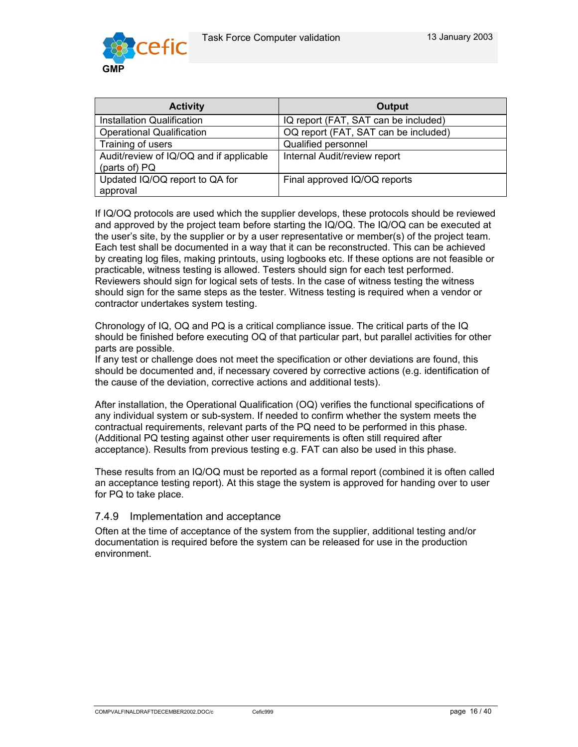| Activity | Output |
|---|---|
| Installation Qualification | IQ report (FAT, SAT can be included) |
| Operational Qualification | OQ report (FAT, SAT can be included) |
| Training of users | Qualified personnel |
| Audit/review of IQ/OQ and if applicable (parts of) PQ | Internal Audit/review report |
| Updated IQ/OQ report to QA for approval | Final approved IQ/OQ reports |

If IQ/OQ protocols are used which the supplier develops, these protocols should be reviewed and approved by the project team before starting the IQ/OQ. The IQ/OQ can be executed at the user's site, by the supplier or by a user representative or member(s) of the project team. Each test shall be documented in a way that it can be reconstructed. This can be achieved by creating log files, making printouts, using logbooks etc. If these options are not feasible or practicable, witness testing is allowed. Testers should sign for each test performed. Reviewers should sign for logical sets of tests. In the case of witness testing the witness should sign for the same steps as the tester. Witness testing is required when a vendor or contractor undertakes system testing.

Chronology of IQ, OQ and PQ is a critical compliance issue. The critical parts of the IQ should be finished before executing OQ of that particular part, but parallel activities for other parts are possible.
If any test or challenge does not meet the specification or other deviations are found, this should be documented and, if necessary covered by corrective actions (e.g. identification of the cause of the deviation, corrective actions and additional tests).

After installation, the Operational Qualification (OQ) verifies the functional specifications of any individual system or sub-system. If needed to confirm whether the system meets the contractual requirements, relevant parts of the PQ need to be performed in this phase. (Additional PQ testing against other user requirements is often still required after acceptance). Results from previous testing e.g. FAT can also be used in this phase.

These results from an IQ/OQ must be reported as a formal report (combined it is often called an acceptance testing report). At this stage the system is approved for handing over to user for PQ to take place.

### 7.4.9 Implementation and acceptance

Often at the time of acceptance of the system from the supplier, additional testing and/or documentation is required before the system can be released for use in the production environment.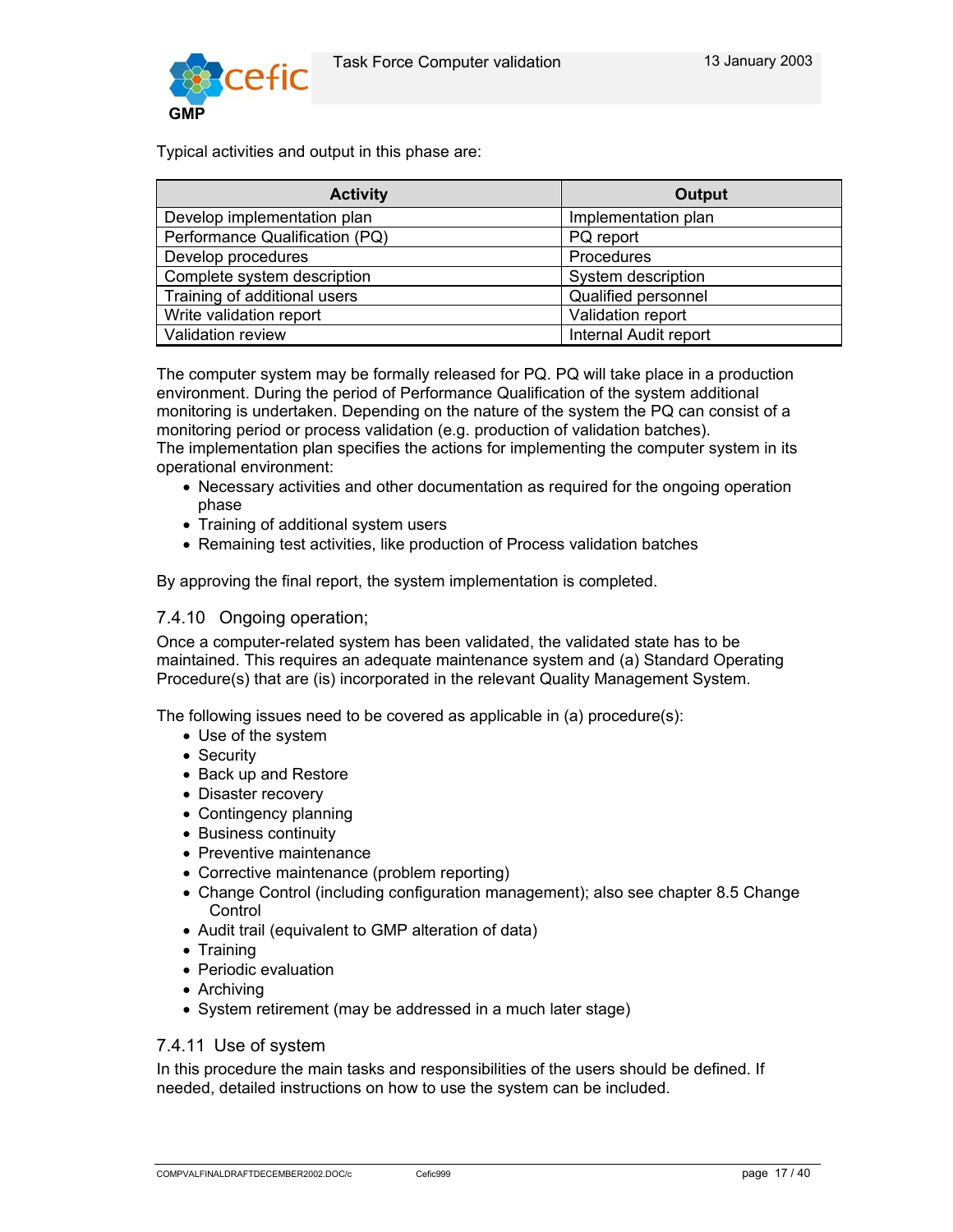Typical activities and output in this phase are:

| Activity | Output |
| --- | --- |
| Develop implementation plan | Implementation plan |
| Performance Qualification (PQ) | PQ report |
| Develop procedures | Procedures |
| Complete system description | System description |
| Training of additional users | Qualified personnel |
| Write validation report | Validation report |
| Validation review | Internal Audit report |

The computer system may be formally released for PQ. PQ will take place in a production environment. During the period of Performance Qualification of the system additional monitoring is undertaken. Depending on the nature of the system the PQ can consist of a monitoring period or process validation (e.g. production of validation batches).
The implementation plan specifies the actions for implementing the computer system in its operational environment:

- Necessary activities and other documentation as required for the ongoing operation phase
- Training of additional system users
- Remaining test activities, like production of Process validation batches

By approving the final report, the system implementation is completed.

### 7.4.10 Ongoing operation;

Once a computer-related system has been validated, the validated state has to be maintained. This requires an adequate maintenance system and (a) Standard Operating Procedure(s) that are (is) incorporated in the relevant Quality Management System.

The following issues need to be covered as applicable in (a) procedure(s):

- Use of the system
- Security
- Back up and Restore
- Disaster recovery
- Contingency planning
- Business continuity
- Preventive maintenance
- Corrective maintenance (problem reporting)
- Change Control (including configuration management); also see chapter 8.5 Change Control
- Audit trail (equivalent to GMP alteration of data)
- Training
- Periodic evaluation
- Archiving
- System retirement (may be addressed in a much later stage)

### 7.4.11 Use of system

In this procedure the main tasks and responsibilities of the users should be defined. If needed, detailed instructions on how to use the system can be included.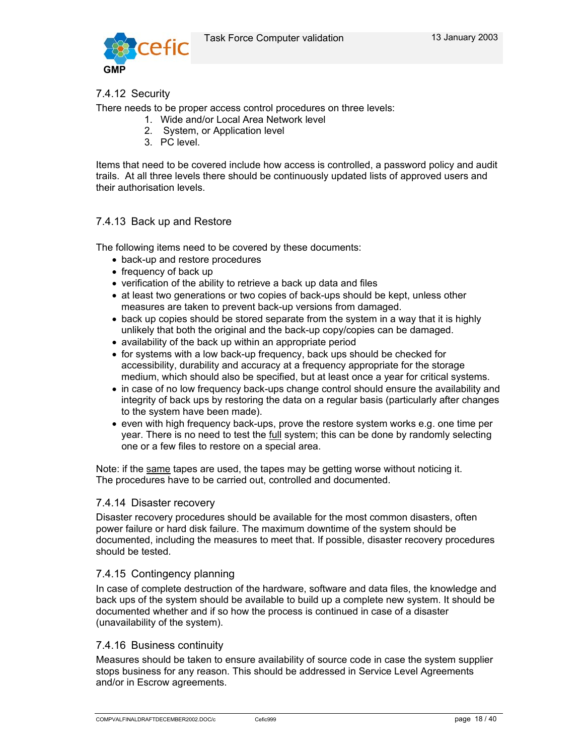### 7.4.12 Security

There needs to be proper access control procedures on three levels:

1. Wide and/or Local Area Network level
2. System, or Application level
3. PC level.

Items that need to be covered include how access is controlled, a password policy and audit trails. At all three levels there should be continuously updated lists of approved users and their authorisation levels.

### 7.4.13 Back up and Restore

The following items need to be covered by these documents:

- back-up and restore procedures
- frequency of back up
- verification of the ability to retrieve a back up data and files
- at least two generations or two copies of back-ups should be kept, unless other measures are taken to prevent back-up versions from damaged.
- back up copies should be stored separate from the system in a way that it is highly unlikely that both the original and the back-up copy/copies can be damaged.
- availability of the back up within an appropriate period
- for systems with a low back-up frequency, back ups should be checked for accessibility, durability and accuracy at a frequency appropriate for the storage medium, which should also be specified, but at least once a year for critical systems.
- in case of no low frequency back-ups change control should ensure the availability and integrity of back ups by restoring the data on a regular basis (particularly after changes to the system have been made).
- even with high frequency back-ups, prove the restore system works e.g. one time per year. There is no need to test the <u>full</u> system; this can be done by randomly selecting one or a few files to restore on a special area.

Note: if the <u>same</u> tapes are used, the tapes may be getting worse without noticing it.
The procedures have to be carried out, controlled and documented.

### 7.4.14 Disaster recovery

Disaster recovery procedures should be available for the most common disasters, often power failure or hard disk failure. The maximum downtime of the system should be documented, including the measures to meet that. If possible, disaster recovery procedures should be tested.

### 7.4.15 Contingency planning

In case of complete destruction of the hardware, software and data files, the knowledge and back ups of the system should be available to build up a complete new system. It should be documented whether and if so how the process is continued in case of a disaster (unavailability of the system).

### 7.4.16 Business continuity

Measures should be taken to ensure availability of source code in case the system supplier stops business for any reason. This should be addressed in Service Level Agreements and/or in Escrow agreements.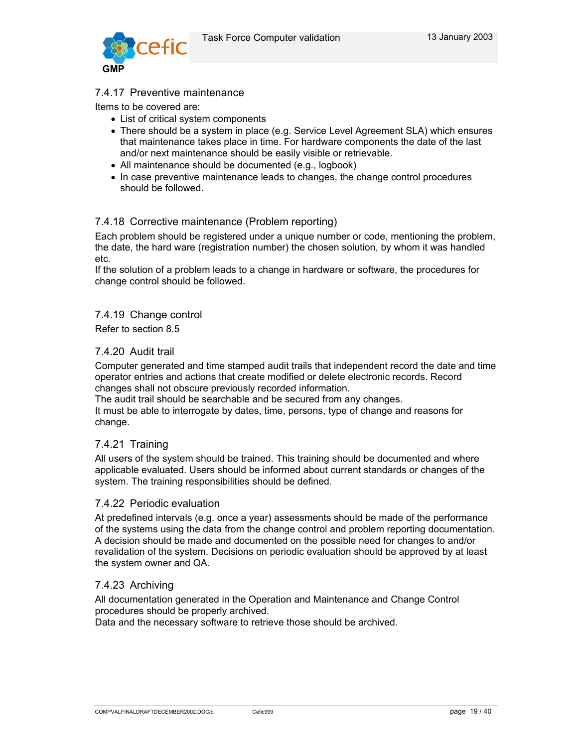### 7.4.17 Preventive maintenance

Items to be covered are:

- List of critical system components
- There should be a system in place (e.g. Service Level Agreement SLA) which ensures that maintenance takes place in time. For hardware components the date of the last and/or next maintenance should be easily visible or retrievable.
- All maintenance should be documented (e.g., logbook)
- In case preventive maintenance leads to changes, the change control procedures should be followed.

### 7.4.18 Corrective maintenance (Problem reporting)

Each problem should be registered under a unique number or code, mentioning the problem, the date, the hard ware (registration number) the chosen solution, by whom it was handled etc.

If the solution of a problem leads to a change in hardware or software, the procedures for change control should be followed.

### 7.4.19 Change control

Refer to section 8.5

### 7.4.20 Audit trail

Computer generated and time stamped audit trails that independent record the date and time operator entries and actions that create modified or delete electronic records. Record changes shall not obscure previously recorded information.

The audit trail should be searchable and be secured from any changes.

It must be able to interrogate by dates, time, persons, type of change and reasons for change.

### 7.4.21 Training

All users of the system should be trained. This training should be documented and where applicable evaluated. Users should be informed about current standards or changes of the system. The training responsibilities should be defined.

### 7.4.22 Periodic evaluation

At predefined intervals (e.g. once a year) assessments should be made of the performance of the systems using the data from the change control and problem reporting documentation. A decision should be made and documented on the possible need for changes to and/or revalidation of the system. Decisions on periodic evaluation should be approved by at least the system owner and QA.

### 7.4.23 Archiving

All documentation generated in the Operation and Maintenance and Change Control procedures should be properly archived.

Data and the necessary software to retrieve those should be archived.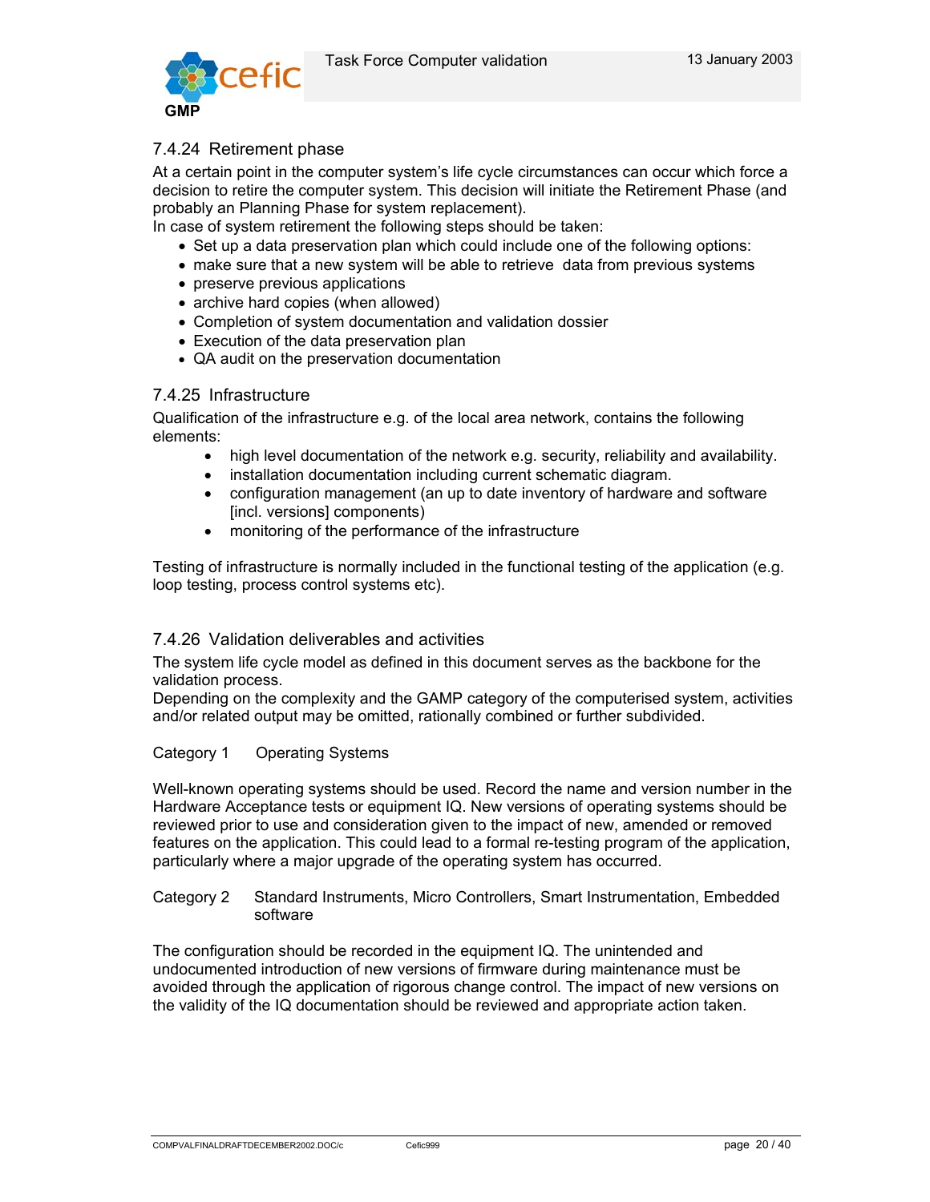### 7.4.24 Retirement phase

At a certain point in the computer system's life cycle circumstances can occur which force a decision to retire the computer system. This decision will initiate the Retirement Phase (and probably an Planning Phase for system replacement).
In case of system retirement the following steps should be taken:

- Set up a data preservation plan which could include one of the following options:
- make sure that a new system will be able to retrieve  data from previous systems
- preserve previous applications
- archive hard copies (when allowed)
- Completion of system documentation and validation dossier
- Execution of the data preservation plan
- QA audit on the preservation documentation

### 7.4.25 Infrastructure

Qualification of the infrastructure e.g. of the local area network, contains the following elements:

- high level documentation of the network e.g. security, reliability and availability.
- installation documentation including current schematic diagram.
- configuration management (an up to date inventory of hardware and software [incl. versions] components)
- monitoring of the performance of the infrastructure

Testing of infrastructure is normally included in the functional testing of the application (e.g. loop testing, process control systems etc).

### 7.4.26 Validation deliverables and activities

The system life cycle model as defined in this document serves as the backbone for the validation process.
Depending on the complexity and the GAMP category of the computerised system, activities and/or related output may be omitted, rationally combined or further subdivided.

Category 1 Operating Systems

Well-known operating systems should be used. Record the name and version number in the Hardware Acceptance tests or equipment IQ. New versions of operating systems should be reviewed prior to use and consideration given to the impact of new, amended or removed features on the application. This could lead to a formal re-testing program of the application, particularly where a major upgrade of the operating system has occurred.

Category 2 Standard Instruments, Micro Controllers, Smart Instrumentation, Embedded software

The configuration should be recorded in the equipment IQ. The unintended and undocumented introduction of new versions of firmware during maintenance must be avoided through the application of rigorous change control. The impact of new versions on the validity of the IQ documentation should be reviewed and appropriate action taken.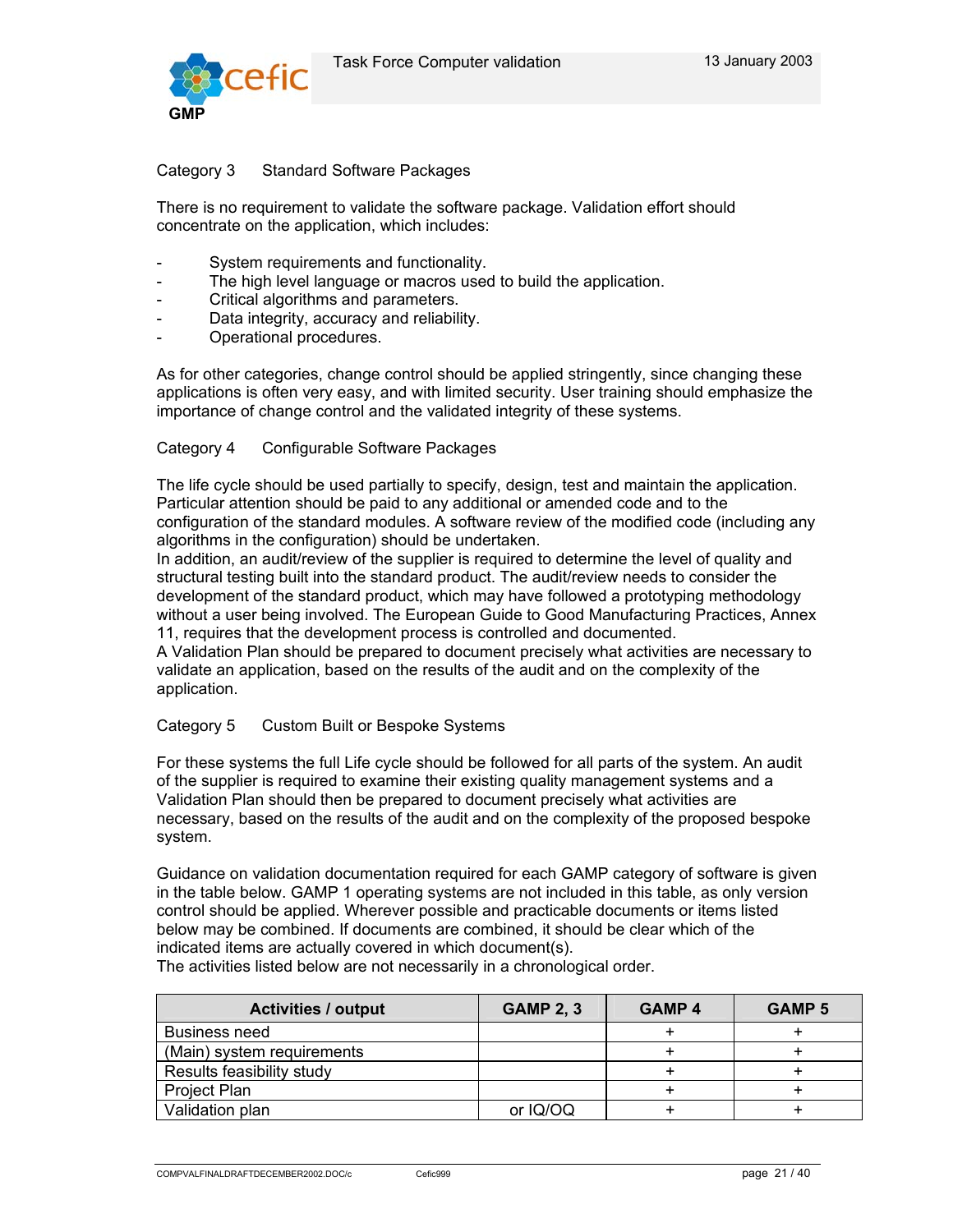Category 3 Standard Software Packages

There is no requirement to validate the software package. Validation effort should concentrate on the application, which includes:

- System requirements and functionality.
- The high level language or macros used to build the application.
- Critical algorithms and parameters.
- Data integrity, accuracy and reliability.
- Operational procedures.

As for other categories, change control should be applied stringently, since changing these applications is often very easy, and with limited security. User training should emphasize the importance of change control and the validated integrity of these systems.

Category 4 Configurable Software Packages

The life cycle should be used partially to specify, design, test and maintain the application. Particular attention should be paid to any additional or amended code and to the configuration of the standard modules. A software review of the modified code (including any algorithms in the configuration) should be undertaken.
In addition, an audit/review of the supplier is required to determine the level of quality and structural testing built into the standard product. The audit/review needs to consider the development of the standard product, which may have followed a prototyping methodology without a user being involved. The European Guide to Good Manufacturing Practices, Annex 11, requires that the development process is controlled and documented.
A Validation Plan should be prepared to document precisely what activities are necessary to validate an application, based on the results of the audit and on the complexity of the application.

Category 5 Custom Built or Bespoke Systems

For these systems the full Life cycle should be followed for all parts of the system. An audit of the supplier is required to examine their existing quality management systems and a Validation Plan should then be prepared to document precisely what activities are necessary, based on the results of the audit and on the complexity of the proposed bespoke system.

Guidance on validation documentation required for each GAMP category of software is given in the table below. GAMP 1 operating systems are not included in this table, as only version control should be applied. Wherever possible and practicable documents or items listed below may be combined. If documents are combined, it should be clear which of the indicated items are actually covered in which document(s).
The activities listed below are not necessarily in a chronological order.

| Activities / output | GAMP 2, 3 | GAMP 4 | GAMP 5 |
|---|---|---|---|
| Business need | | + | + |
| (Main) system requirements | | + | + |
| Results feasibility study | | + | + |
| Project Plan | | + | + |
| Validation plan | or IQ/OQ | + | + |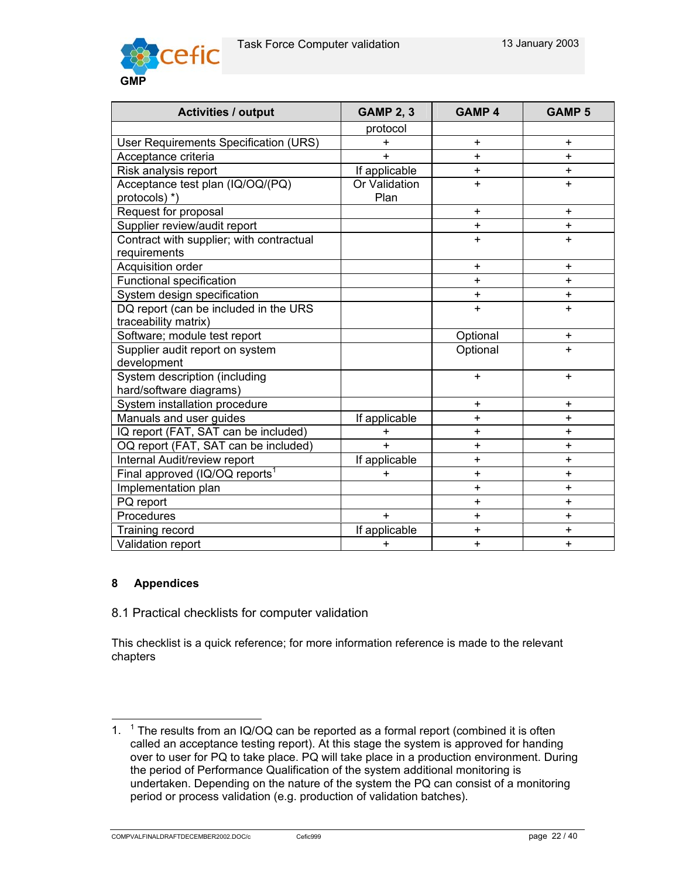| Activities / output | GAMP 2, 3 | GAMP 4 | GAMP 5 |
|---|---|---|---|
| | protocol | | |
| User Requirements Specification (URS) | + | + | + |
| Acceptance criteria | + | + | + |
| Risk analysis report | If applicable | + | + |
| Acceptance test plan (IQ/OQ/(PQ) protocols) *) | Or Validation Plan | + | + |
| Request for proposal | | + | + |
| Supplier review/audit report | | + | + |
| Contract with supplier; with contractual requirements | | + | + |
| Acquisition order | | + | + |
| Functional specification | | + | + |
| System design specification | | + | + |
| DQ report (can be included in the URS traceability matrix) | | + | + |
| Software; module test report | | Optional | + |
| Supplier audit report on system development | | Optional | + |
| System description (including hard/software diagrams) | | + | + |
| System installation procedure | | + | + |
| Manuals and user guides | If applicable | + | + |
| IQ report (FAT, SAT can be included) | + | + | + |
| OQ report (FAT, SAT can be included) | + | + | + |
| Internal Audit/review report | If applicable | + | + |
| Final approved (IQ/OQ reports[1] | + | + | + |
| Implementation plan | | + | + |
| PQ report | | + | + |
| Procedures | + | + | + |
| Training record | If applicable | + | + |
| Validation report | + | + | + |

## 8 Appendices

### 8.1 Practical checklists for computer validation

This checklist is a quick reference; for more information reference is made to the relevant chapters

1. [1] The results from an IQ/OQ can be reported as a formal report (combined it is often called an acceptance testing report). At this stage the system is approved for handing over to user for PQ to take place. PQ will take place in a production environment. During the period of Performance Qualification of the system additional monitoring is undertaken. Depending on the nature of the system the PQ can consist of a monitoring period or process validation (e.g. production of validation batches).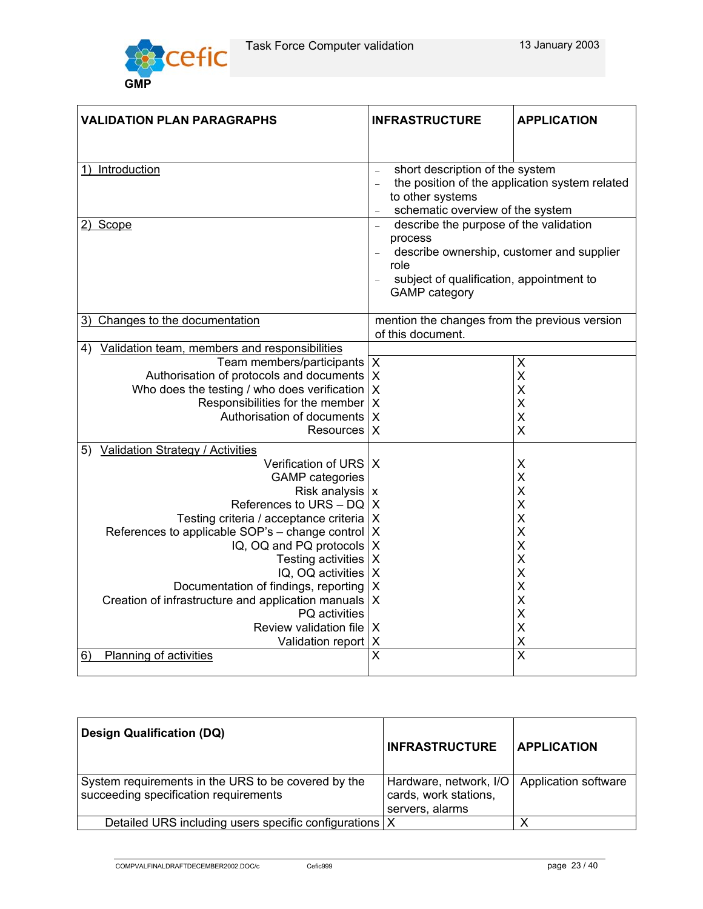| VALIDATION PLAN PARAGRAPHS | INFRASTRUCTURE | APPLICATION |
|---|---|---|
| 1) Introduction | – short description of the system<br>– the position of the application system related to other systems<br>– schematic overview of the system | |
| 2) Scope | – describe the purpose of the validation process<br>– describe ownership, customer and supplier role<br>– subject of qualification, appointment to GAMP category | |
| 3) Changes to the documentation | mention the changes from the previous version of this document. | |
| 4) Validation team, members and responsibilities | | |
| Team members/participants | X | X |
| Authorisation of protocols and documents | X | X |
| Who does the testing / who does verification | X | X |
| Responsibilities for the member | X | X |
| Authorisation of documents | X | X |
| Resources | X | X |
| 5) Validation Strategy / Activities | | |
| Verification of URS | X | X |
| GAMP categories | | X |
| Risk analysis | x | X |
| References to URS – DQ | X | X |
| Testing criteria / acceptance criteria | X | X |
| References to applicable SOP's – change control | X | X |
| IQ, OQ and PQ protocols | X | X |
| Testing activities | X | X |
| IQ, OQ activities | X | X |
| Documentation of findings, reporting | X | X |
| Creation of infrastructure and application manuals | X | X |
| PQ activities | | X |
| Review validation file | X | X |
| Validation report | X | X |
| 6) Planning of activities | X | X |

| Design Qualification (DQ) | INFRASTRUCTURE | APPLICATION |
|---|---|---|
| System requirements in the URS to be covered by the succeeding specification requirements | Hardware, network, I/O cards, work stations, servers, alarms | Application software |
| Detailed URS including users specific configurations | X | X |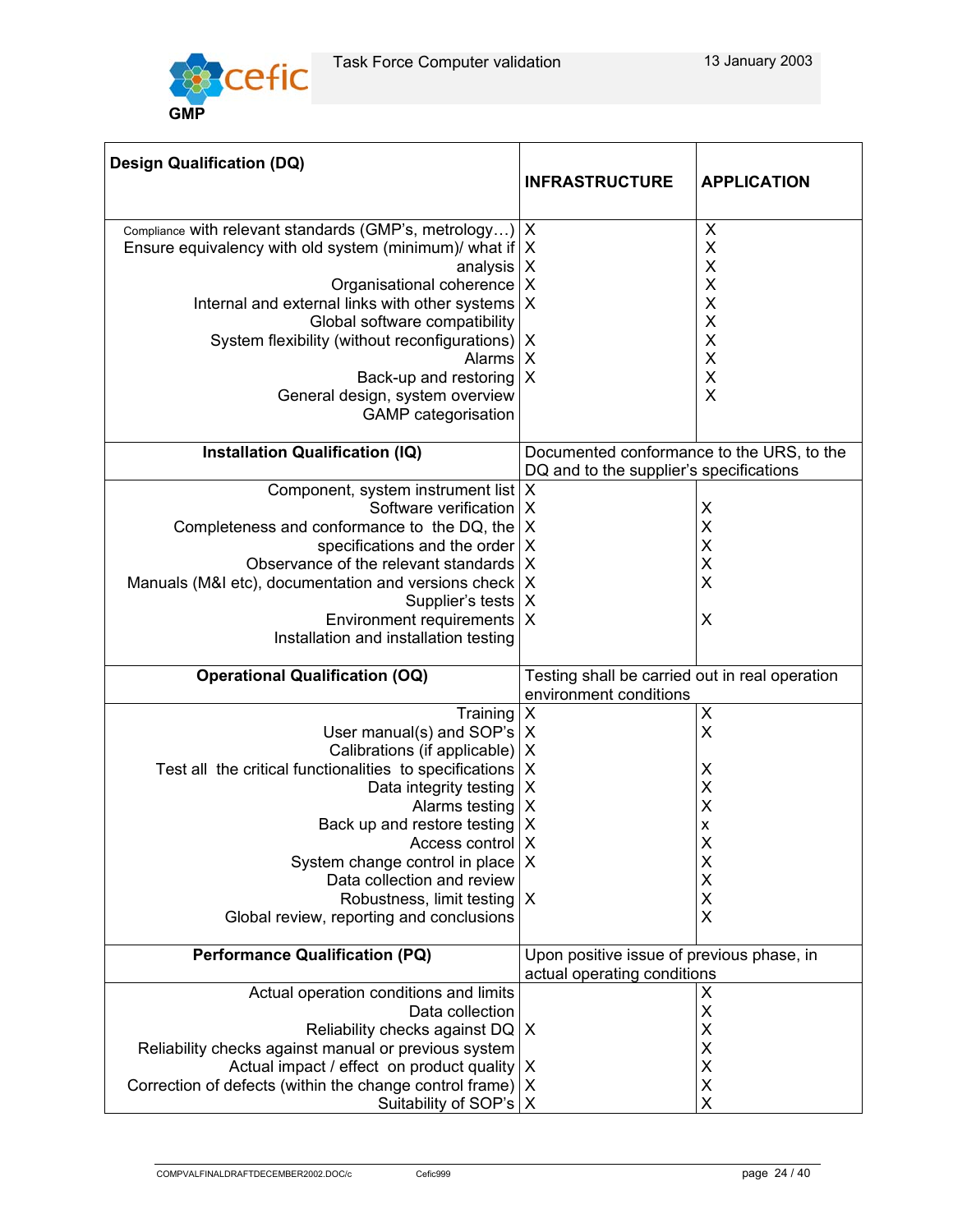| Design Qualification (DQ) | INFRASTRUCTURE | APPLICATION |
|---|---|---|
| Compliance with relevant standards (GMP's, metrology…) | X | X |
| Ensure equivalency with old system (minimum)/ what if | X | X |
| analysis | X | X |
| Organisational coherence | X | X |
| Internal and external links with other systems | X | X |
| Global software compatibility | | X |
| System flexibility (without reconfigurations) | X | X |
| Alarms | X | X |
| Back-up and restoring | X | X |
| General design, system overview | | X |
| GAMP categorisation | | |
| **Installation Qualification (IQ)** | Documented conformance to the URS, to the DQ and to the supplier's specifications | |
| Component, system instrument list | X | |
| Software verification | X | X |
| Completeness and conformance to the DQ, the | X | X |
| specifications and the order | X | X |
| Observance of the relevant standards | X | X |
| Manuals (M&I etc), documentation and versions check | X | X |
| Supplier's tests | X | |
| Environment requirements | X | X |
| Installation and installation testing | | |
| **Operational Qualification (OQ)** | Testing shall be carried out in real operation environment conditions | |
| Training | X | X |
| User manual(s) and SOP's | X | X |
| Calibrations (if applicable) | X | |
| Test all the critical functionalities to specifications | X | X |
| Data integrity testing | X | X |
| Alarms testing | X | X |
| Back up and restore testing | X | x |
| Access control | X | X |
| System change control in place | X | X |
| Data collection and review | | X |
| Robustness, limit testing | X | X |
| Global review, reporting and conclusions | | X |
| **Performance Qualification (PQ)** | Upon positive issue of previous phase, in actual operating conditions | |
| Actual operation conditions and limits | | X |
| Data collection | | X |
| Reliability checks against DQ | X | X |
| Reliability checks against manual or previous system | | X |
| Actual impact / effect on product quality | X | X |
| Correction of defects (within the change control frame) | X | X |
| Suitability of SOP's | X | X |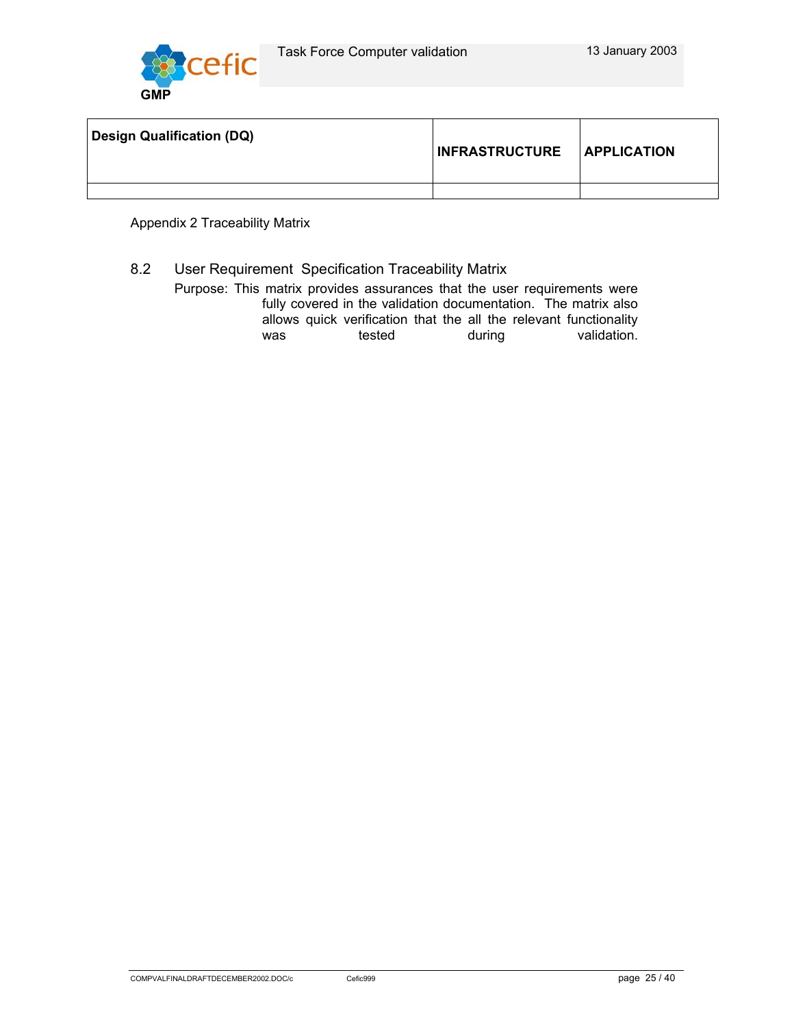| Design Qualification (DQ) | INFRASTRUCTURE | APPLICATION |
|---|---|---|
| | | |

Appendix 2 Traceability Matrix

## 8.2 User Requirement Specification Traceability Matrix

Purpose: This matrix provides assurances that the user requirements were fully covered in the validation documentation. The matrix also allows quick verification that the all the relevant functionality was tested during validation.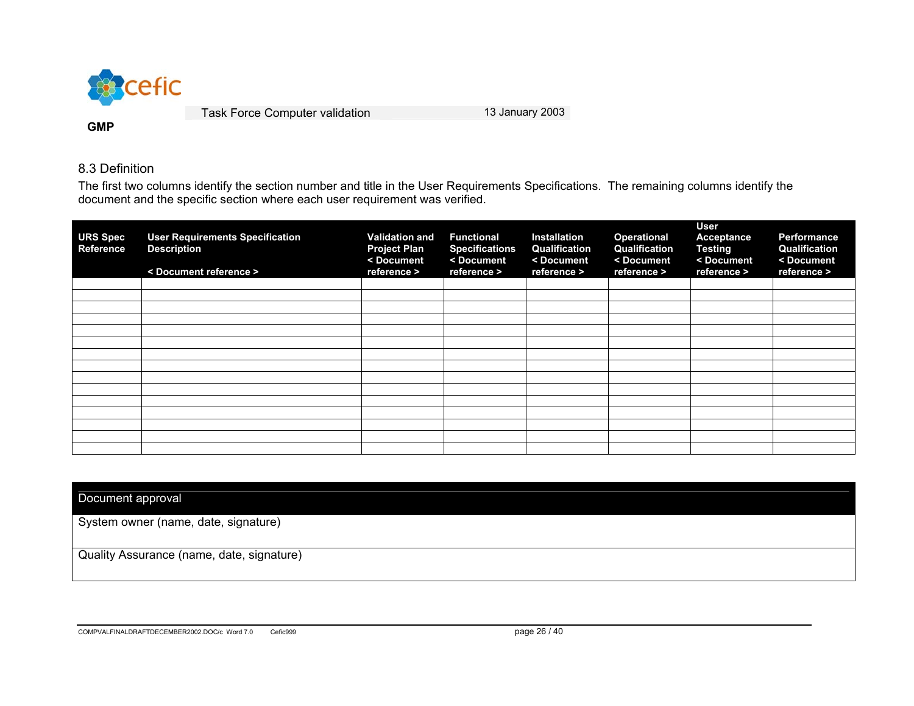## 8.3 Definition

The first two columns identify the section number and title in the User Requirements Specifications. The remaining columns identify the document and the specific section where each user requirement was verified.

| URS Spec Reference | User Requirements Specification Description < Document reference > | Validation and Project Plan < Document reference > | Functional Specifications < Document reference > | Installation Qualification < Document reference > | Operational Qualification < Document reference > | User Acceptance Testing < Document reference > | Performance Qualification < Document reference > |
|---|---|---|---|---|---|---|---|
| | | | | | | | |
| | | | | | | | |
| | | | | | | | |
| | | | | | | | |
| | | | | | | | |
| | | | | | | | |
| | | | | | | | |
| | | | | | | | |
| | | | | | | | |
| | | | | | | | |
| | | | | | | | |
| | | | | | | | |
| | | | | | | | |
| | | | | | | | |
| | | | | | | | |

| Document approval |
|---|
| System owner (name, date, signature) |
| Quality Assurance (name, date, signature) |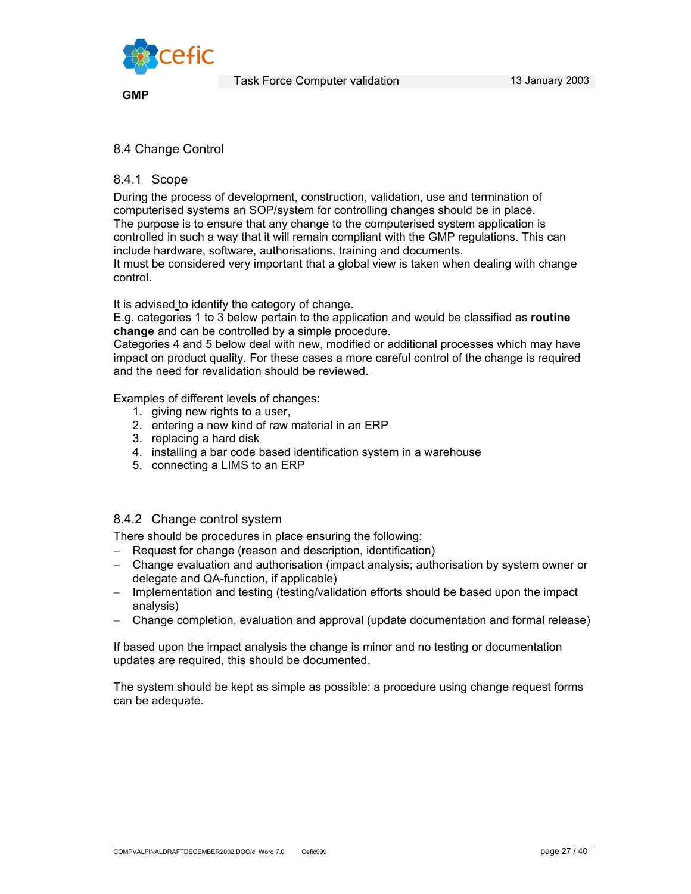## 8.4 Change Control

### 8.4.1 Scope

During the process of development, construction, validation, use and termination of computerised systems an SOP/system for controlling changes should be in place.
The purpose is to ensure that any change to the computerised system application is controlled in such a way that it will remain compliant with the GMP regulations. This can include hardware, software, authorisations, training and documents.
It must be considered very important that a global view is taken when dealing with change control.

It is advised to identify the category of change.
E.g. categories 1 to 3 below pertain to the application and would be classified as **routine change** and can be controlled by a simple procedure.
Categories 4 and 5 below deal with new, modified or additional processes which may have impact on product quality. For these cases a more careful control of the change is required and the need for revalidation should be reviewed.

Examples of different levels of changes:

1. giving new rights to a user,
2. entering a new kind of raw material in an ERP
3. replacing a hard disk
4. installing a bar code based identification system in a warehouse
5. connecting a LIMS to an ERP

### 8.4.2 Change control system

There should be procedures in place ensuring the following:

- Request for change (reason and description, identification)
- Change evaluation and authorisation (impact analysis; authorisation by system owner or delegate and QA-function, if applicable)
- Implementation and testing (testing/validation efforts should be based upon the impact analysis)
- Change completion, evaluation and approval (update documentation and formal release)

If based upon the impact analysis the change is minor and no testing or documentation updates are required, this should be documented.

The system should be kept as simple as possible: a procedure using change request forms can be adequate.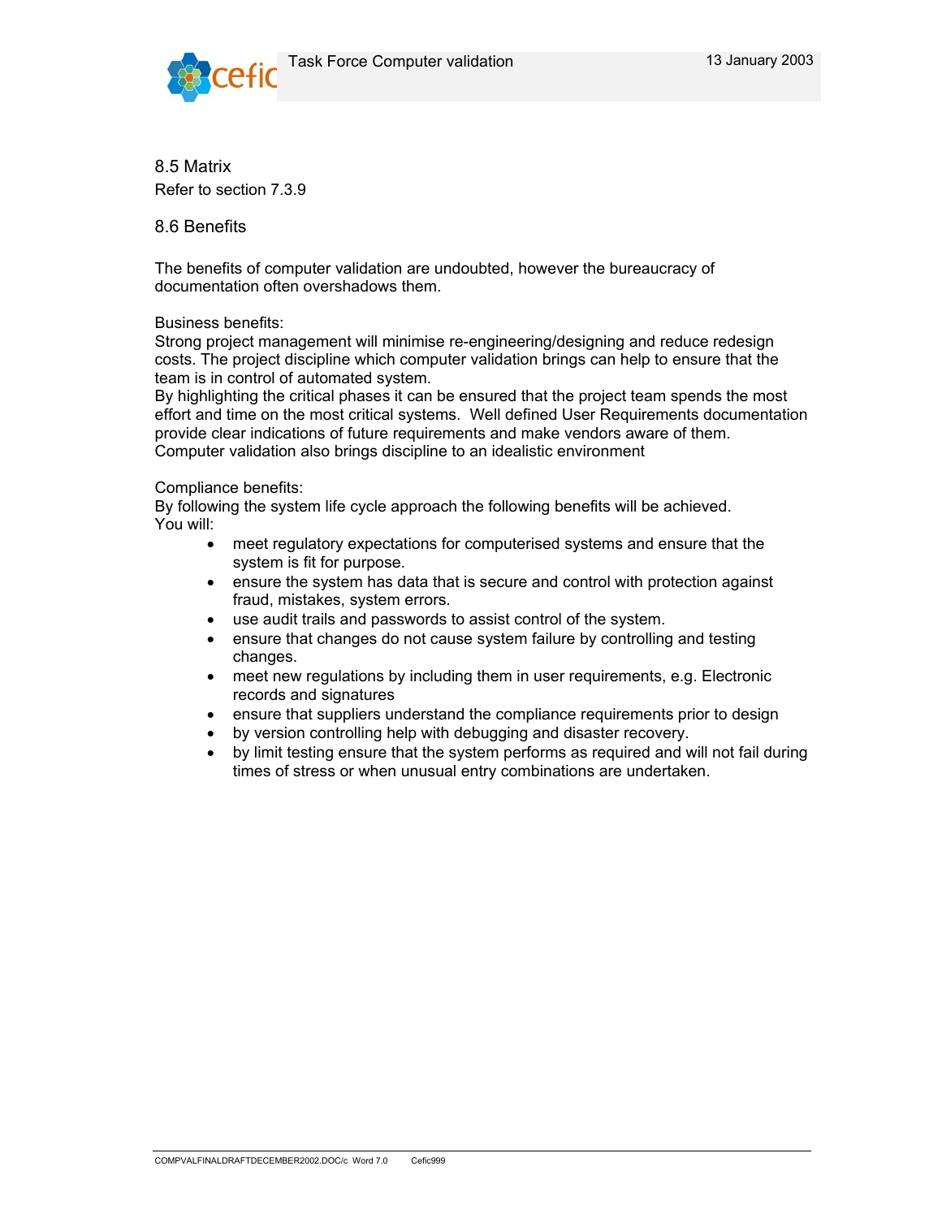## 8.5 Matrix

Refer to section 7.3.9

## 8.6 Benefits

The benefits of computer validation are undoubted, however the bureaucracy of documentation often overshadows them.

Business benefits:
Strong project management will minimise re-engineering/designing and reduce redesign costs. The project discipline which computer validation brings can help to ensure that the team is in control of automated system.
By highlighting the critical phases it can be ensured that the project team spends the most effort and time on the most critical systems. Well defined User Requirements documentation provide clear indications of future requirements and make vendors aware of them.
Computer validation also brings discipline to an idealistic environment

Compliance benefits:
By following the system life cycle approach the following benefits will be achieved.
You will:

- meet regulatory expectations for computerised systems and ensure that the system is fit for purpose.
- ensure the system has data that is secure and control with protection against fraud, mistakes, system errors.
- use audit trails and passwords to assist control of the system.
- ensure that changes do not cause system failure by controlling and testing changes.
- meet new regulations by including them in user requirements, e.g. Electronic records and signatures
- ensure that suppliers understand the compliance requirements prior to design
- by version controlling help with debugging and disaster recovery.
- by limit testing ensure that the system performs as required and will not fail during times of stress or when unusual entry combinations are undertaken.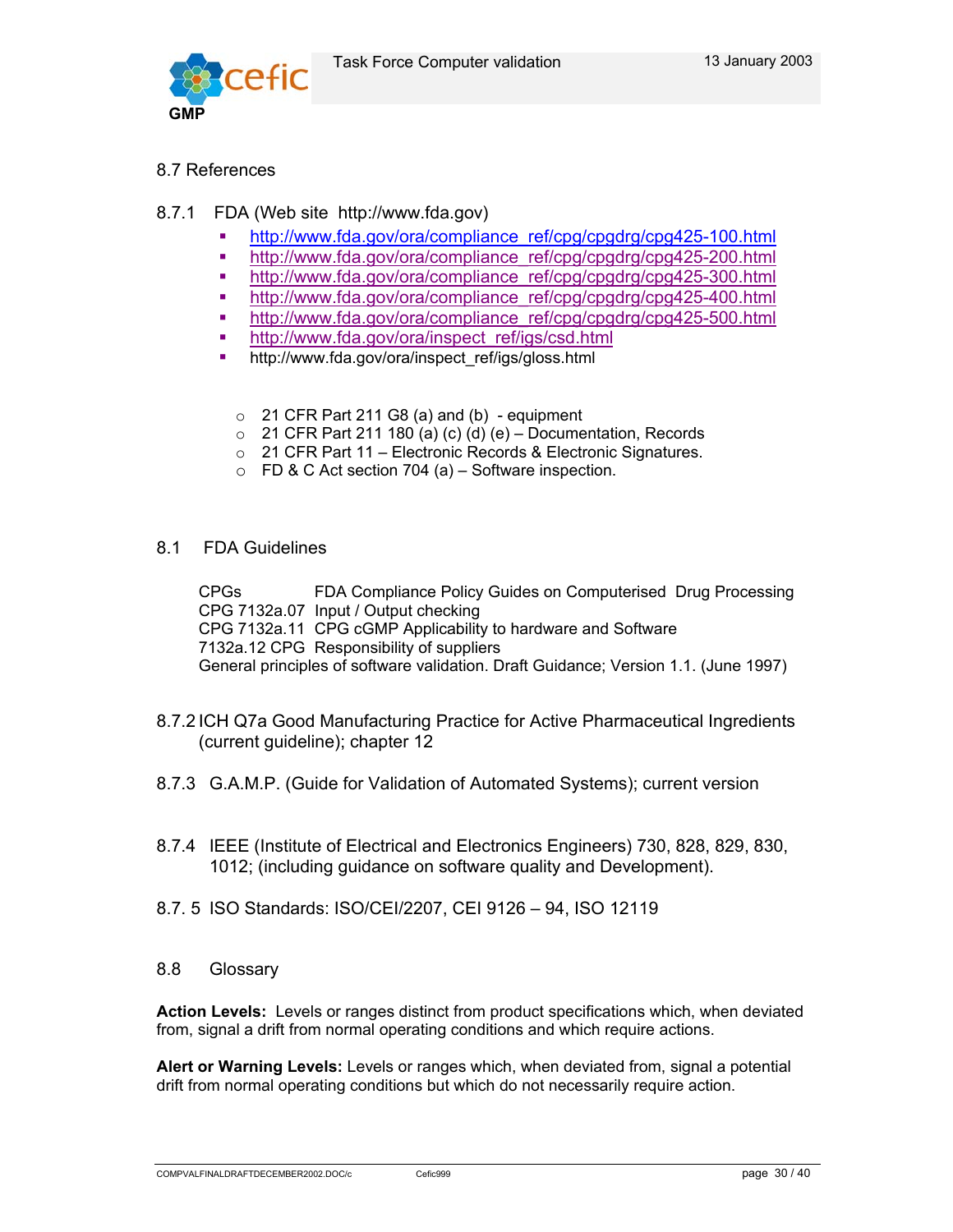## 8.7 References

### 8.7.1 FDA (Web site http://www.fda.gov)

- http://www.fda.gov/ora/compliance_ref/cpg/cpgdrg/cpg425-100.html
- http://www.fda.gov/ora/compliance_ref/cpg/cpgdrg/cpg425-200.html
- http://www.fda.gov/ora/compliance_ref/cpg/cpgdrg/cpg425-300.html
- http://www.fda.gov/ora/compliance_ref/cpg/cpgdrg/cpg425-400.html
- http://www.fda.gov/ora/compliance_ref/cpg/cpgdrg/cpg425-500.html
- http://www.fda.gov/ora/inspect_ref/igs/csd.html
- http://www.fda.gov/ora/inspect_ref/igs/gloss.html

  - 21 CFR Part 211 G8 (a) and (b) - equipment
  - 21 CFR Part 211 180 (a) (c) (d) (e) – Documentation, Records
  - 21 CFR Part 11 – Electronic Records & Electronic Signatures.
  - FD & C Act section 704 (a) – Software inspection.

## 8.1 FDA Guidelines

CPGs FDA Compliance Policy Guides on Computerised Drug Processing
CPG 7132a.07 Input / Output checking
CPG 7132a.11 CPG cGMP Applicability to hardware and Software
7132a.12 CPG Responsibility of suppliers
General principles of software validation. Draft Guidance; Version 1.1. (June 1997)

### 8.7.2 ICH Q7a Good Manufacturing Practice for Active Pharmaceutical Ingredients (current guideline); chapter 12

### 8.7.3 G.A.M.P. (Guide for Validation of Automated Systems); current version

### 8.7.4 IEEE (Institute of Electrical and Electronics Engineers) 730, 828, 829, 830, 1012; (including guidance on software quality and Development).

### 8.7. 5 ISO Standards: ISO/CEI/2207, CEI 9126 – 94, ISO 12119

## 8.8 Glossary

**Action Levels:** Levels or ranges distinct from product specifications which, when deviated from, signal a drift from normal operating conditions and which require actions.

**Alert or Warning Levels:** Levels or ranges which, when deviated from, signal a potential drift from normal operating conditions but which do not necessarily require action.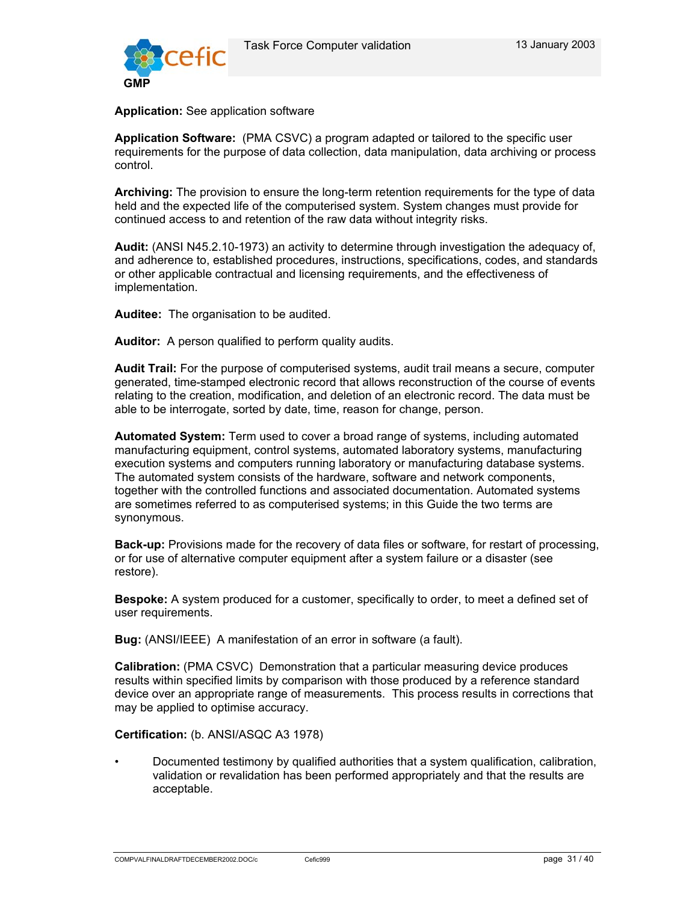**Application:** See application software

**Application Software:** (PMA CSVC) a program adapted or tailored to the specific user requirements for the purpose of data collection, data manipulation, data archiving or process control.

**Archiving:** The provision to ensure the long-term retention requirements for the type of data held and the expected life of the computerised system. System changes must provide for continued access to and retention of the raw data without integrity risks.

**Audit:** (ANSI N45.2.10-1973) an activity to determine through investigation the adequacy of, and adherence to, established procedures, instructions, specifications, codes, and standards or other applicable contractual and licensing requirements, and the effectiveness of implementation.

**Auditee:** The organisation to be audited.

**Auditor:** A person qualified to perform quality audits.

**Audit Trail:** For the purpose of computerised systems, audit trail means a secure, computer generated, time-stamped electronic record that allows reconstruction of the course of events relating to the creation, modification, and deletion of an electronic record. The data must be able to be interrogate, sorted by date, time, reason for change, person.

**Automated System:** Term used to cover a broad range of systems, including automated manufacturing equipment, control systems, automated laboratory systems, manufacturing execution systems and computers running laboratory or manufacturing database systems. The automated system consists of the hardware, software and network components, together with the controlled functions and associated documentation. Automated systems are sometimes referred to as computerised systems; in this Guide the two terms are synonymous.

**Back-up:** Provisions made for the recovery of data files or software, for restart of processing, or for use of alternative computer equipment after a system failure or a disaster (see restore).

**Bespoke:** A system produced for a customer, specifically to order, to meet a defined set of user requirements.

**Bug:** (ANSI/IEEE) A manifestation of an error in software (a fault).

**Calibration:** (PMA CSVC) Demonstration that a particular measuring device produces results within specified limits by comparison with those produced by a reference standard device over an appropriate range of measurements. This process results in corrections that may be applied to optimise accuracy.

**Certification:** (b. ANSI/ASQC A3 1978)

- Documented testimony by qualified authorities that a system qualification, calibration, validation or revalidation has been performed appropriately and that the results are acceptable.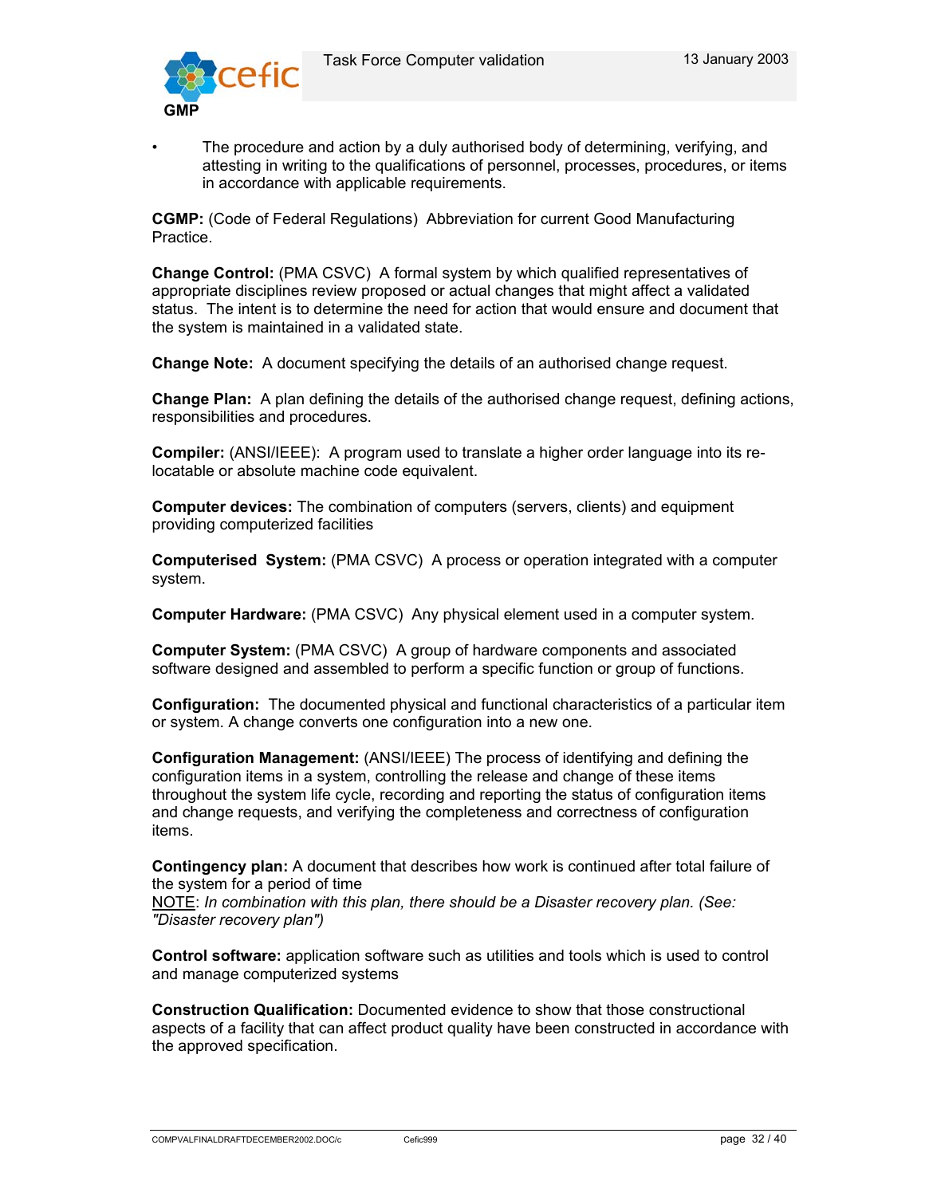- The procedure and action by a duly authorised body of determining, verifying, and attesting in writing to the qualifications of personnel, processes, procedures, or items in accordance with applicable requirements.

**CGMP:** (Code of Federal Regulations) Abbreviation for current Good Manufacturing Practice.

**Change Control:** (PMA CSVC) A formal system by which qualified representatives of appropriate disciplines review proposed or actual changes that might affect a validated status. The intent is to determine the need for action that would ensure and document that the system is maintained in a validated state.

**Change Note:** A document specifying the details of an authorised change request.

**Change Plan:** A plan defining the details of the authorised change request, defining actions, responsibilities and procedures.

**Compiler:** (ANSI/IEEE): A program used to translate a higher order language into its re-locatable or absolute machine code equivalent.

**Computer devices:** The combination of computers (servers, clients) and equipment providing computerized facilities

**Computerised System:** (PMA CSVC) A process or operation integrated with a computer system.

**Computer Hardware:** (PMA CSVC) Any physical element used in a computer system.

**Computer System:** (PMA CSVC) A group of hardware components and associated software designed and assembled to perform a specific function or group of functions.

**Configuration:** The documented physical and functional characteristics of a particular item or system. A change converts one configuration into a new one.

**Configuration Management:** (ANSI/IEEE) The process of identifying and defining the configuration items in a system, controlling the release and change of these items throughout the system life cycle, recording and reporting the status of configuration items and change requests, and verifying the completeness and correctness of configuration items.

**Contingency plan:** A document that describes how work is continued after total failure of the system for a period of time
NOTE: *In combination with this plan, there should be a Disaster recovery plan. (See: "Disaster recovery plan")*

**Control software:** application software such as utilities and tools which is used to control and manage computerized systems

**Construction Qualification:** Documented evidence to show that those constructional aspects of a facility that can affect product quality have been constructed in accordance with the approved specification.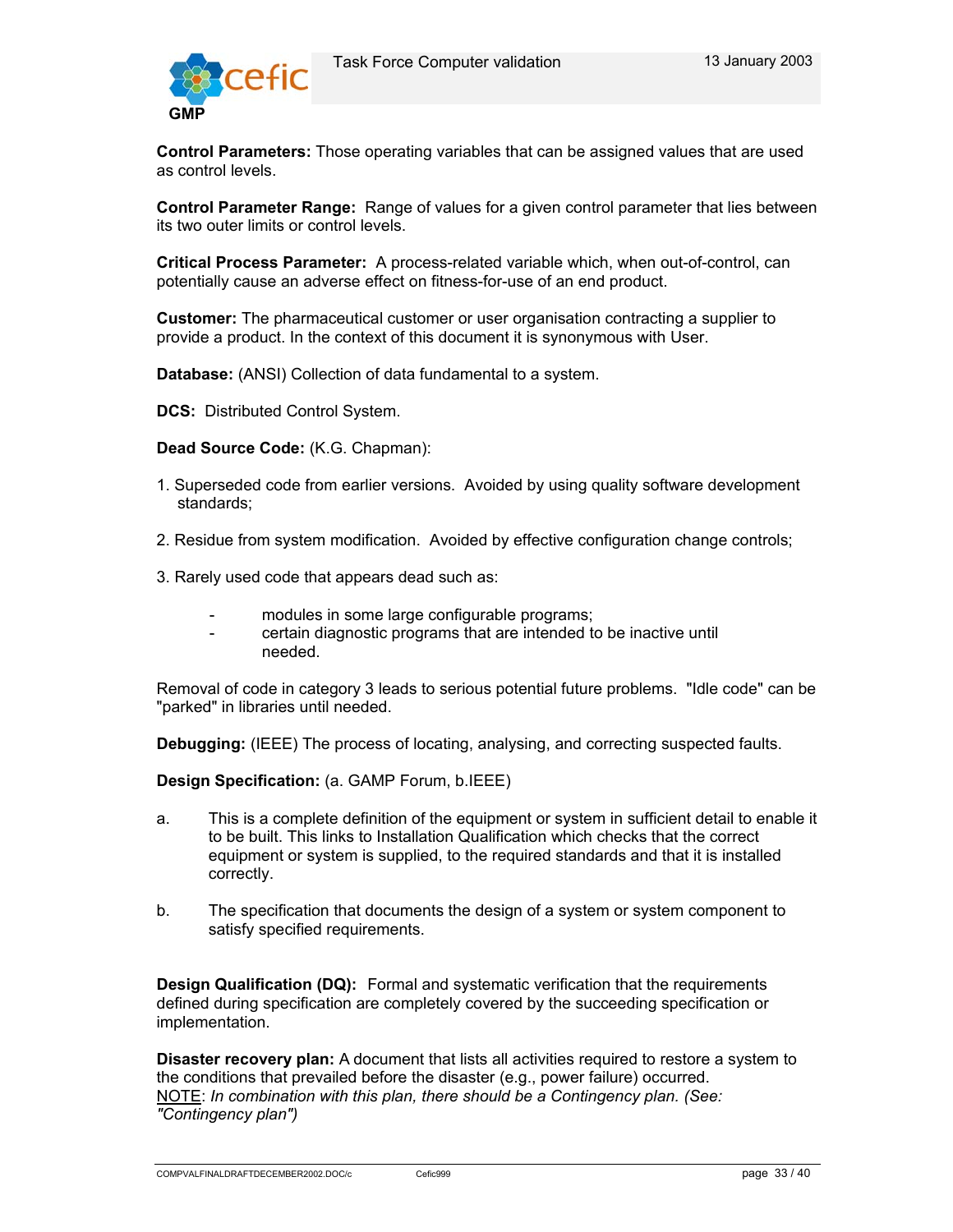**Control Parameters:** Those operating variables that can be assigned values that are used as control levels.

**Control Parameter Range:** Range of values for a given control parameter that lies between its two outer limits or control levels.

**Critical Process Parameter:** A process-related variable which, when out-of-control, can potentially cause an adverse effect on fitness-for-use of an end product.

**Customer:** The pharmaceutical customer or user organisation contracting a supplier to provide a product. In the context of this document it is synonymous with User.

**Database:** (ANSI) Collection of data fundamental to a system.

**DCS:** Distributed Control System.

**Dead Source Code:** (K.G. Chapman):

1. Superseded code from earlier versions. Avoided by using quality software development standards;

2. Residue from system modification. Avoided by effective configuration change controls;

3. Rarely used code that appears dead such as:

   - modules in some large configurable programs;
   - certain diagnostic programs that are intended to be inactive until needed.

Removal of code in category 3 leads to serious potential future problems. "Idle code" can be "parked" in libraries until needed.

**Debugging:** (IEEE) The process of locating, analysing, and correcting suspected faults.

**Design Specification:** (a. GAMP Forum, b.IEEE)

a. This is a complete definition of the equipment or system in sufficient detail to enable it to be built. This links to Installation Qualification which checks that the correct equipment or system is supplied, to the required standards and that it is installed correctly.

b. The specification that documents the design of a system or system component to satisfy specified requirements.

**Design Qualification (DQ):** Formal and systematic verification that the requirements defined during specification are completely covered by the succeeding specification or implementation.

**Disaster recovery plan:** A document that lists all activities required to restore a system to the conditions that prevailed before the disaster (e.g., power failure) occurred.
<u>NOTE</u>: *In combination with this plan, there should be a Contingency plan. (See: "Contingency plan")*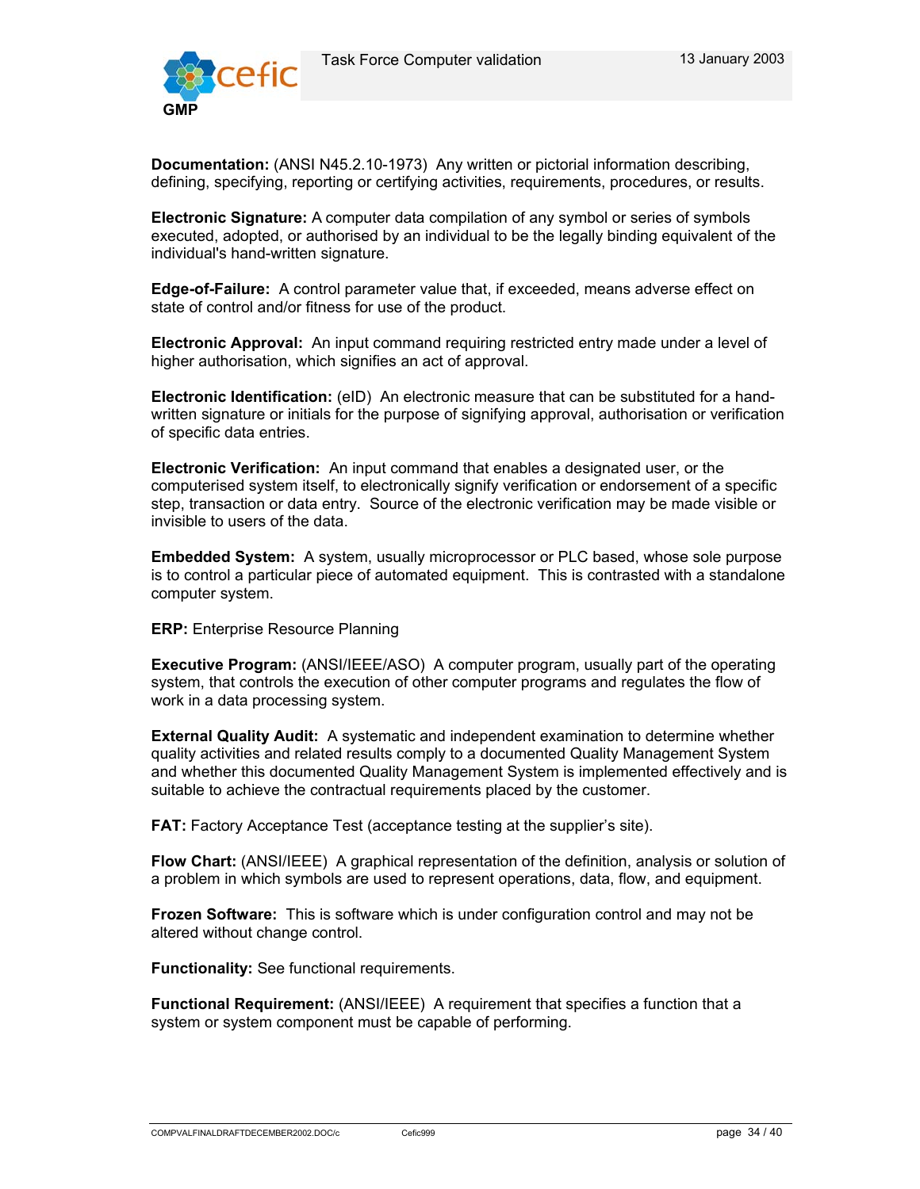**Documentation:** (ANSI N45.2.10-1973) Any written or pictorial information describing, defining, specifying, reporting or certifying activities, requirements, procedures, or results.

**Electronic Signature:** A computer data compilation of any symbol or series of symbols executed, adopted, or authorised by an individual to be the legally binding equivalent of the individual's hand-written signature.

**Edge-of-Failure:** A control parameter value that, if exceeded, means adverse effect on state of control and/or fitness for use of the product.

**Electronic Approval:** An input command requiring restricted entry made under a level of higher authorisation, which signifies an act of approval.

**Electronic Identification:** (eID) An electronic measure that can be substituted for a hand-written signature or initials for the purpose of signifying approval, authorisation or verification of specific data entries.

**Electronic Verification:** An input command that enables a designated user, or the computerised system itself, to electronically signify verification or endorsement of a specific step, transaction or data entry. Source of the electronic verification may be made visible or invisible to users of the data.

**Embedded System:** A system, usually microprocessor or PLC based, whose sole purpose is to control a particular piece of automated equipment. This is contrasted with a standalone computer system.

**ERP:** Enterprise Resource Planning

**Executive Program:** (ANSI/IEEE/ASO) A computer program, usually part of the operating system, that controls the execution of other computer programs and regulates the flow of work in a data processing system.

**External Quality Audit:** A systematic and independent examination to determine whether quality activities and related results comply to a documented Quality Management System and whether this documented Quality Management System is implemented effectively and is suitable to achieve the contractual requirements placed by the customer.

**FAT:** Factory Acceptance Test (acceptance testing at the supplier's site).

**Flow Chart:** (ANSI/IEEE) A graphical representation of the definition, analysis or solution of a problem in which symbols are used to represent operations, data, flow, and equipment.

**Frozen Software:** This is software which is under configuration control and may not be altered without change control.

**Functionality:** See functional requirements.

**Functional Requirement:** (ANSI/IEEE) A requirement that specifies a function that a system or system component must be capable of performing.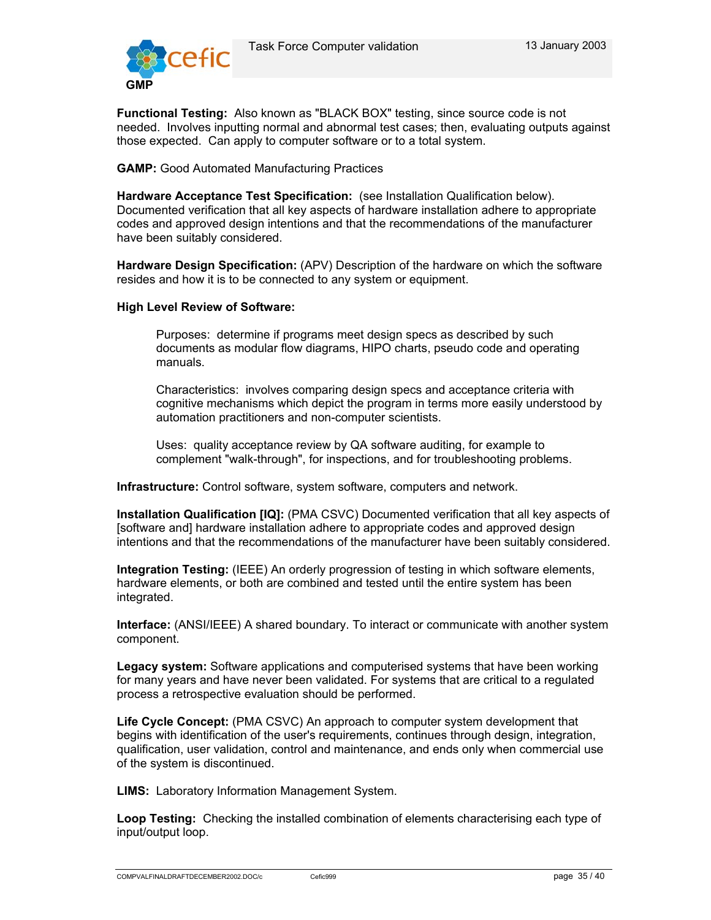**Functional Testing:** Also known as "BLACK BOX" testing, since source code is not needed. Involves inputting normal and abnormal test cases; then, evaluating outputs against those expected. Can apply to computer software or to a total system.

**GAMP:** Good Automated Manufacturing Practices

**Hardware Acceptance Test Specification:** (see Installation Qualification below). Documented verification that all key aspects of hardware installation adhere to appropriate codes and approved design intentions and that the recommendations of the manufacturer have been suitably considered.

**Hardware Design Specification:** (APV) Description of the hardware on which the software resides and how it is to be connected to any system or equipment.

**High Level Review of Software:**

> Purposes: determine if programs meet design specs as described by such documents as modular flow diagrams, HIPO charts, pseudo code and operating manuals.
>
> Characteristics: involves comparing design specs and acceptance criteria with cognitive mechanisms which depict the program in terms more easily understood by automation practitioners and non-computer scientists.
>
> Uses: quality acceptance review by QA software auditing, for example to complement "walk-through", for inspections, and for troubleshooting problems.

**Infrastructure:** Control software, system software, computers and network.

**Installation Qualification [IQ]:** (PMA CSVC) Documented verification that all key aspects of [software and] hardware installation adhere to appropriate codes and approved design intentions and that the recommendations of the manufacturer have been suitably considered.

**Integration Testing:** (IEEE) An orderly progression of testing in which software elements, hardware elements, or both are combined and tested until the entire system has been integrated.

**Interface:** (ANSI/IEEE) A shared boundary. To interact or communicate with another system component.

**Legacy system:** Software applications and computerised systems that have been working for many years and have never been validated. For systems that are critical to a regulated process a retrospective evaluation should be performed.

**Life Cycle Concept:** (PMA CSVC) An approach to computer system development that begins with identification of the user's requirements, continues through design, integration, qualification, user validation, control and maintenance, and ends only when commercial use of the system is discontinued.

**LIMS:** Laboratory Information Management System.

**Loop Testing:** Checking the installed combination of elements characterising each type of input/output loop.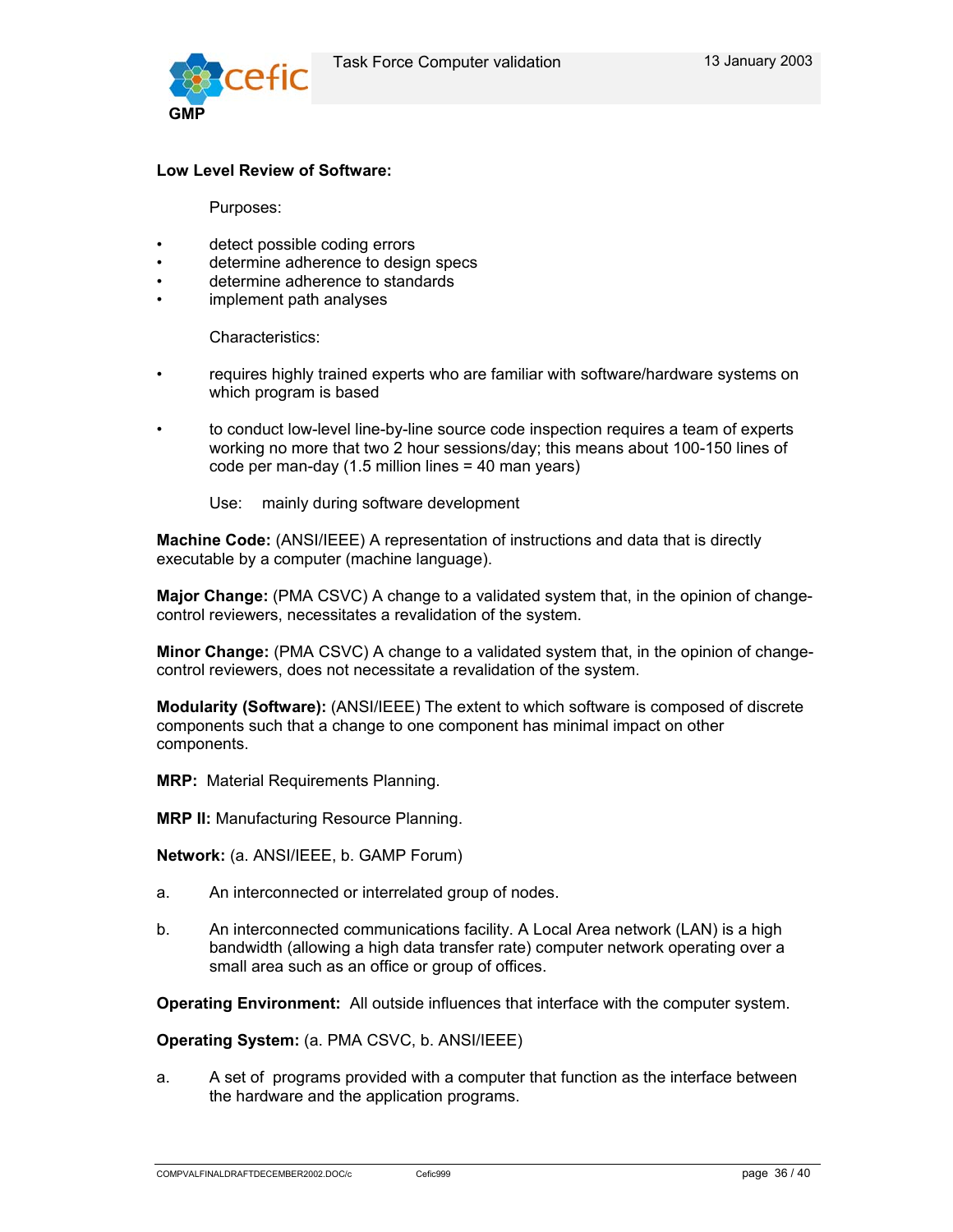**Low Level Review of Software:**

Purposes:

- detect possible coding errors
- determine adherence to design specs
- determine adherence to standards
- implement path analyses

Characteristics:

- requires highly trained experts who are familiar with software/hardware systems on which program is based
- to conduct low-level line-by-line source code inspection requires a team of experts working no more that two 2 hour sessions/day; this means about 100-150 lines of code per man-day (1.5 million lines = 40 man years)

Use: mainly during software development

**Machine Code:** (ANSI/IEEE) A representation of instructions and data that is directly executable by a computer (machine language).

**Major Change:** (PMA CSVC) A change to a validated system that, in the opinion of change-control reviewers, necessitates a revalidation of the system.

**Minor Change:** (PMA CSVC) A change to a validated system that, in the opinion of change-control reviewers, does not necessitate a revalidation of the system.

**Modularity (Software):** (ANSI/IEEE) The extent to which software is composed of discrete components such that a change to one component has minimal impact on other components.

**MRP:** Material Requirements Planning.

**MRP II:** Manufacturing Resource Planning.

**Network:** (a. ANSI/IEEE, b. GAMP Forum)

a. An interconnected or interrelated group of nodes.

b. An interconnected communications facility. A Local Area network (LAN) is a high bandwidth (allowing a high data transfer rate) computer network operating over a small area such as an office or group of offices.

**Operating Environment:** All outside influences that interface with the computer system.

**Operating System:** (a. PMA CSVC, b. ANSI/IEEE)

a. A set of programs provided with a computer that function as the interface between the hardware and the application programs.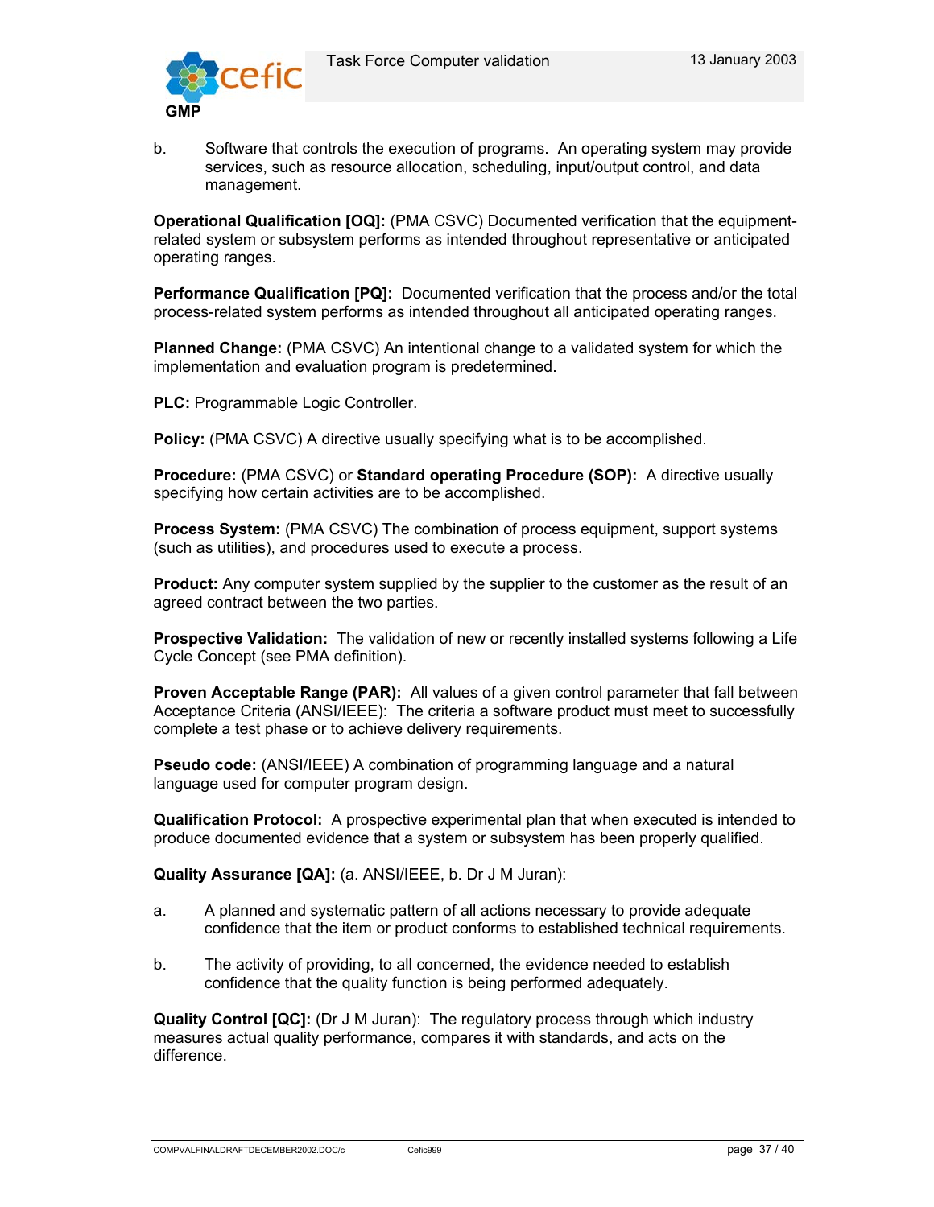b.	Software that controls the execution of programs.  An operating system may provide services, such as resource allocation, scheduling, input/output control, and data management.

**Operational Qualification [OQ]:** (PMA CSVC) Documented verification that the equipment-related system or subsystem performs as intended throughout representative or anticipated operating ranges.

**Performance Qualification [PQ]:**  Documented verification that the process and/or the total process-related system performs as intended throughout all anticipated operating ranges.

**Planned Change:** (PMA CSVC) An intentional change to a validated system for which the implementation and evaluation program is predetermined.

**PLC:** Programmable Logic Controller.

**Policy:** (PMA CSVC) A directive usually specifying what is to be accomplished.

**Procedure:** (PMA CSVC) or **Standard operating Procedure (SOP):**  A directive usually specifying how certain activities are to be accomplished.

**Process System:** (PMA CSVC) The combination of process equipment, support systems (such as utilities), and procedures used to execute a process.

**Product:** Any computer system supplied by the supplier to the customer as the result of an agreed contract between the two parties.

**Prospective Validation:**  The validation of new or recently installed systems following a Life Cycle Concept (see PMA definition).

**Proven Acceptable Range (PAR):**  All values of a given control parameter that fall between Acceptance Criteria (ANSI/IEEE):  The criteria a software product must meet to successfully complete a test phase or to achieve delivery requirements.

**Pseudo code:** (ANSI/IEEE) A combination of programming language and a natural language used for computer program design.

**Qualification Protocol:**  A prospective experimental plan that when executed is intended to produce documented evidence that a system or subsystem has been properly qualified.

**Quality Assurance [QA]:** (a. ANSI/IEEE, b. Dr J M Juran):

a.	A planned and systematic pattern of all actions necessary to provide adequate confidence that the item or product conforms to established technical requirements.

b.	The activity of providing, to all concerned, the evidence needed to establish confidence that the quality function is being performed adequately.

**Quality Control [QC]:** (Dr J M Juran):  The regulatory process through which industry measures actual quality performance, compares it with standards, and acts on the difference.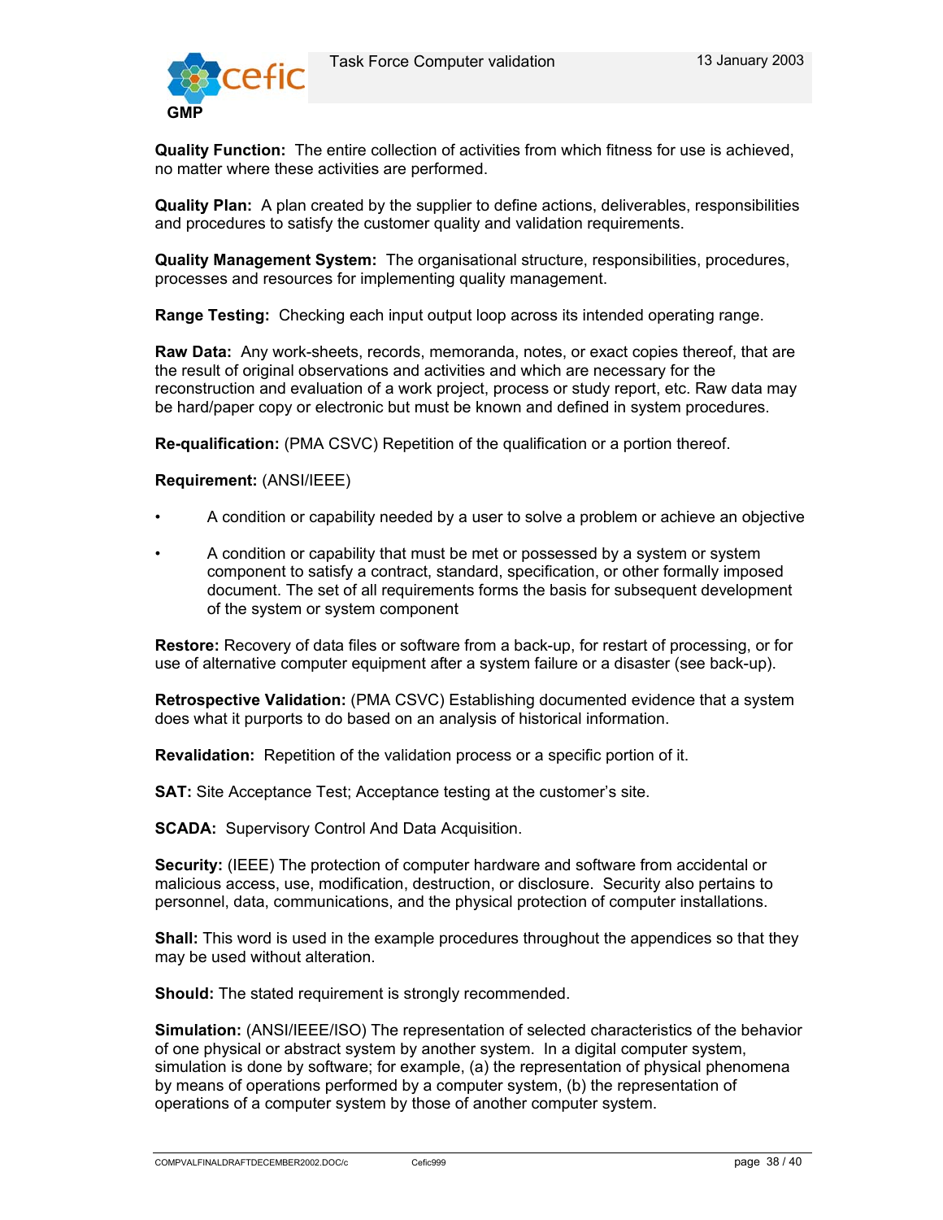**Quality Function:** The entire collection of activities from which fitness for use is achieved, no matter where these activities are performed.

**Quality Plan:** A plan created by the supplier to define actions, deliverables, responsibilities and procedures to satisfy the customer quality and validation requirements.

**Quality Management System:** The organisational structure, responsibilities, procedures, processes and resources for implementing quality management.

**Range Testing:** Checking each input output loop across its intended operating range.

**Raw Data:** Any work-sheets, records, memoranda, notes, or exact copies thereof, that are the result of original observations and activities and which are necessary for the reconstruction and evaluation of a work project, process or study report, etc. Raw data may be hard/paper copy or electronic but must be known and defined in system procedures.

**Re-qualification:** (PMA CSVC) Repetition of the qualification or a portion thereof.

**Requirement:** (ANSI/IEEE)

- A condition or capability needed by a user to solve a problem or achieve an objective
- A condition or capability that must be met or possessed by a system or system component to satisfy a contract, standard, specification, or other formally imposed document. The set of all requirements forms the basis for subsequent development of the system or system component

**Restore:** Recovery of data files or software from a back-up, for restart of processing, or for use of alternative computer equipment after a system failure or a disaster (see back-up).

**Retrospective Validation:** (PMA CSVC) Establishing documented evidence that a system does what it purports to do based on an analysis of historical information.

**Revalidation:** Repetition of the validation process or a specific portion of it.

**SAT:** Site Acceptance Test; Acceptance testing at the customer's site.

**SCADA:** Supervisory Control And Data Acquisition.

**Security:** (IEEE) The protection of computer hardware and software from accidental or malicious access, use, modification, destruction, or disclosure. Security also pertains to personnel, data, communications, and the physical protection of computer installations.

**Shall:** This word is used in the example procedures throughout the appendices so that they may be used without alteration.

**Should:** The stated requirement is strongly recommended.

**Simulation:** (ANSI/IEEE/ISO) The representation of selected characteristics of the behavior of one physical or abstract system by another system. In a digital computer system, simulation is done by software; for example, (a) the representation of physical phenomena by means of operations performed by a computer system, (b) the representation of operations of a computer system by those of another computer system.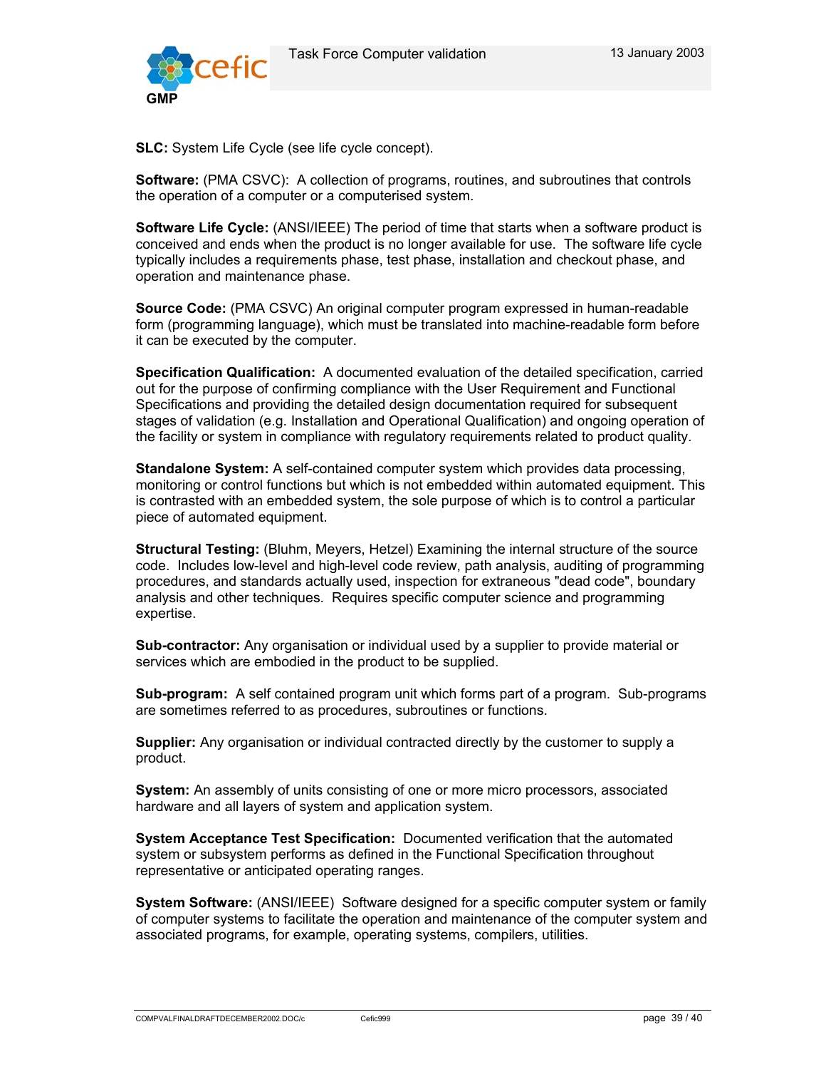**SLC:** System Life Cycle (see life cycle concept).

**Software:** (PMA CSVC): A collection of programs, routines, and subroutines that controls the operation of a computer or a computerised system.

**Software Life Cycle:** (ANSI/IEEE) The period of time that starts when a software product is conceived and ends when the product is no longer available for use. The software life cycle typically includes a requirements phase, test phase, installation and checkout phase, and operation and maintenance phase.

**Source Code:** (PMA CSVC) An original computer program expressed in human-readable form (programming language), which must be translated into machine-readable form before it can be executed by the computer.

**Specification Qualification:** A documented evaluation of the detailed specification, carried out for the purpose of confirming compliance with the User Requirement and Functional Specifications and providing the detailed design documentation required for subsequent stages of validation (e.g. Installation and Operational Qualification) and ongoing operation of the facility or system in compliance with regulatory requirements related to product quality.

**Standalone System:** A self-contained computer system which provides data processing, monitoring or control functions but which is not embedded within automated equipment. This is contrasted with an embedded system, the sole purpose of which is to control a particular piece of automated equipment.

**Structural Testing:** (Bluhm, Meyers, Hetzel) Examining the internal structure of the source code. Includes low-level and high-level code review, path analysis, auditing of programming procedures, and standards actually used, inspection for extraneous "dead code", boundary analysis and other techniques. Requires specific computer science and programming expertise.

**Sub-contractor:** Any organisation or individual used by a supplier to provide material or services which are embodied in the product to be supplied.

**Sub-program:** A self contained program unit which forms part of a program. Sub-programs are sometimes referred to as procedures, subroutines or functions.

**Supplier:** Any organisation or individual contracted directly by the customer to supply a product.

**System:** An assembly of units consisting of one or more micro processors, associated hardware and all layers of system and application system.

**System Acceptance Test Specification:** Documented verification that the automated system or subsystem performs as defined in the Functional Specification throughout representative or anticipated operating ranges.

**System Software:** (ANSI/IEEE) Software designed for a specific computer system or family of computer systems to facilitate the operation and maintenance of the computer system and associated programs, for example, operating systems, compilers, utilities.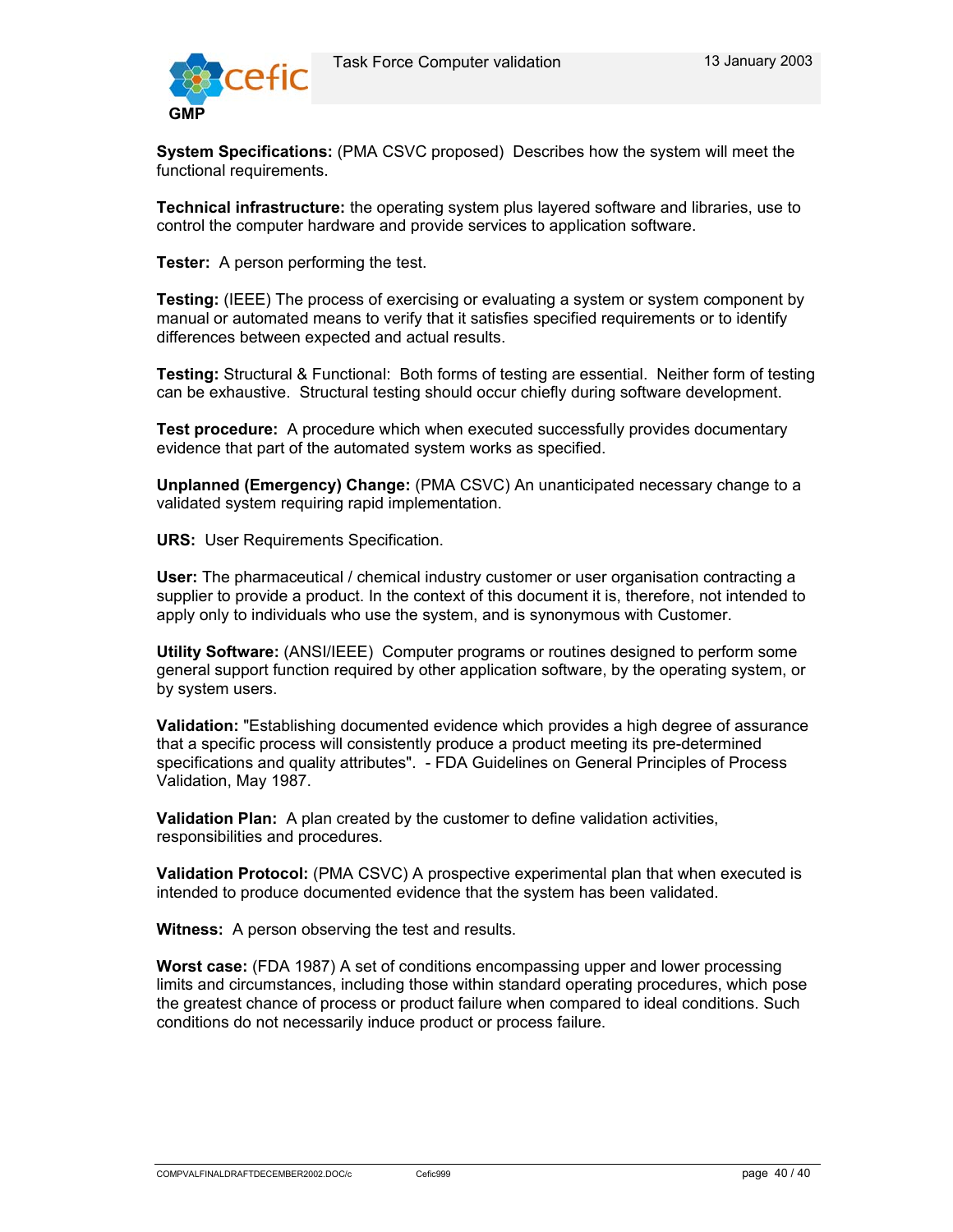**System Specifications:** (PMA CSVC proposed)  Describes how the system will meet the functional requirements.

**Technical infrastructure:** the operating system plus layered software and libraries, use to control the computer hardware and provide services to application software.

**Tester:**  A person performing the test.

**Testing:** (IEEE) The process of exercising or evaluating a system or system component by manual or automated means to verify that it satisfies specified requirements or to identify differences between expected and actual results.

**Testing:** Structural & Functional:  Both forms of testing are essential.  Neither form of testing can be exhaustive.  Structural testing should occur chiefly during software development.

**Test procedure:**  A procedure which when executed successfully provides documentary evidence that part of the automated system works as specified.

**Unplanned (Emergency) Change:** (PMA CSVC) An unanticipated necessary change to a validated system requiring rapid implementation.

**URS:**  User Requirements Specification.

**User:** The pharmaceutical / chemical industry customer or user organisation contracting a supplier to provide a product. In the context of this document it is, therefore, not intended to apply only to individuals who use the system, and is synonymous with Customer.

**Utility Software:** (ANSI/IEEE)  Computer programs or routines designed to perform some general support function required by other application software, by the operating system, or by system users.

**Validation:** "Establishing documented evidence which provides a high degree of assurance that a specific process will consistently produce a product meeting its pre-determined specifications and quality attributes".  - FDA Guidelines on General Principles of Process Validation, May 1987.

**Validation Plan:**  A plan created by the customer to define validation activities, responsibilities and procedures.

**Validation Protocol:** (PMA CSVC) A prospective experimental plan that when executed is intended to produce documented evidence that the system has been validated.

**Witness:**  A person observing the test and results.

**Worst case:** (FDA 1987) A set of conditions encompassing upper and lower processing limits and circumstances, including those within standard operating procedures, which pose the greatest chance of process or product failure when compared to ideal conditions. Such conditions do not necessarily induce product or process failure.